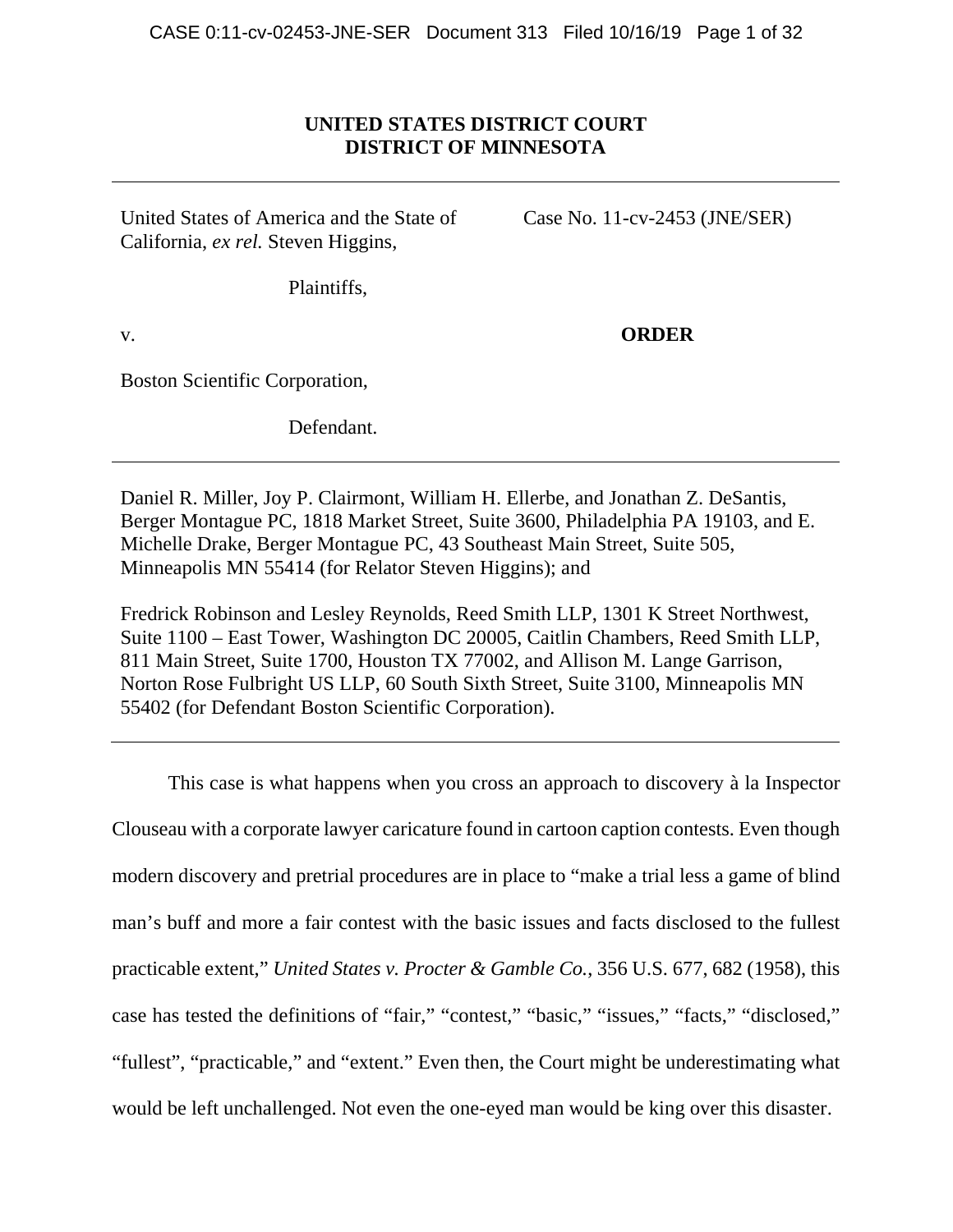**UNITED STATES DISTRICT COURT**
**DISTRICT OF MINNESOTA**

---

United States of America and the State of California, *ex rel.* Steven Higgins,

Plaintiffs,

v.

Boston Scientific Corporation,

Defendant.

Case No. 11-cv-2453 (JNE/SER)

**ORDER**

---

Daniel R. Miller, Joy P. Clairmont, William H. Ellerbe, and Jonathan Z. DeSantis, Berger Montague PC, 1818 Market Street, Suite 3600, Philadelphia PA 19103, and E. Michelle Drake, Berger Montague PC, 43 Southeast Main Street, Suite 505, Minneapolis MN 55414 (for Relator Steven Higgins); and

Fredrick Robinson and Lesley Reynolds, Reed Smith LLP, 1301 K Street Northwest, Suite 1100 – East Tower, Washington DC 20005, Caitlin Chambers, Reed Smith LLP, 811 Main Street, Suite 1700, Houston TX 77002, and Allison M. Lange Garrison, Norton Rose Fulbright US LLP, 60 South Sixth Street, Suite 3100, Minneapolis MN 55402 (for Defendant Boston Scientific Corporation).

---

This case is what happens when you cross an approach to discovery à la Inspector Clouseau with a corporate lawyer caricature found in cartoon caption contests. Even though modern discovery and pretrial procedures are in place to "make a trial less a game of blind man's buff and more a fair contest with the basic issues and facts disclosed to the fullest practicable extent," *United States v. Procter & Gamble Co.*, 356 U.S. 677, 682 (1958), this case has tested the definitions of "fair," "contest," "basic," "issues," "facts," "disclosed," "fullest", "practicable," and "extent." Even then, the Court might be underestimating what would be left unchallenged. Not even the one-eyed man would be king over this disaster.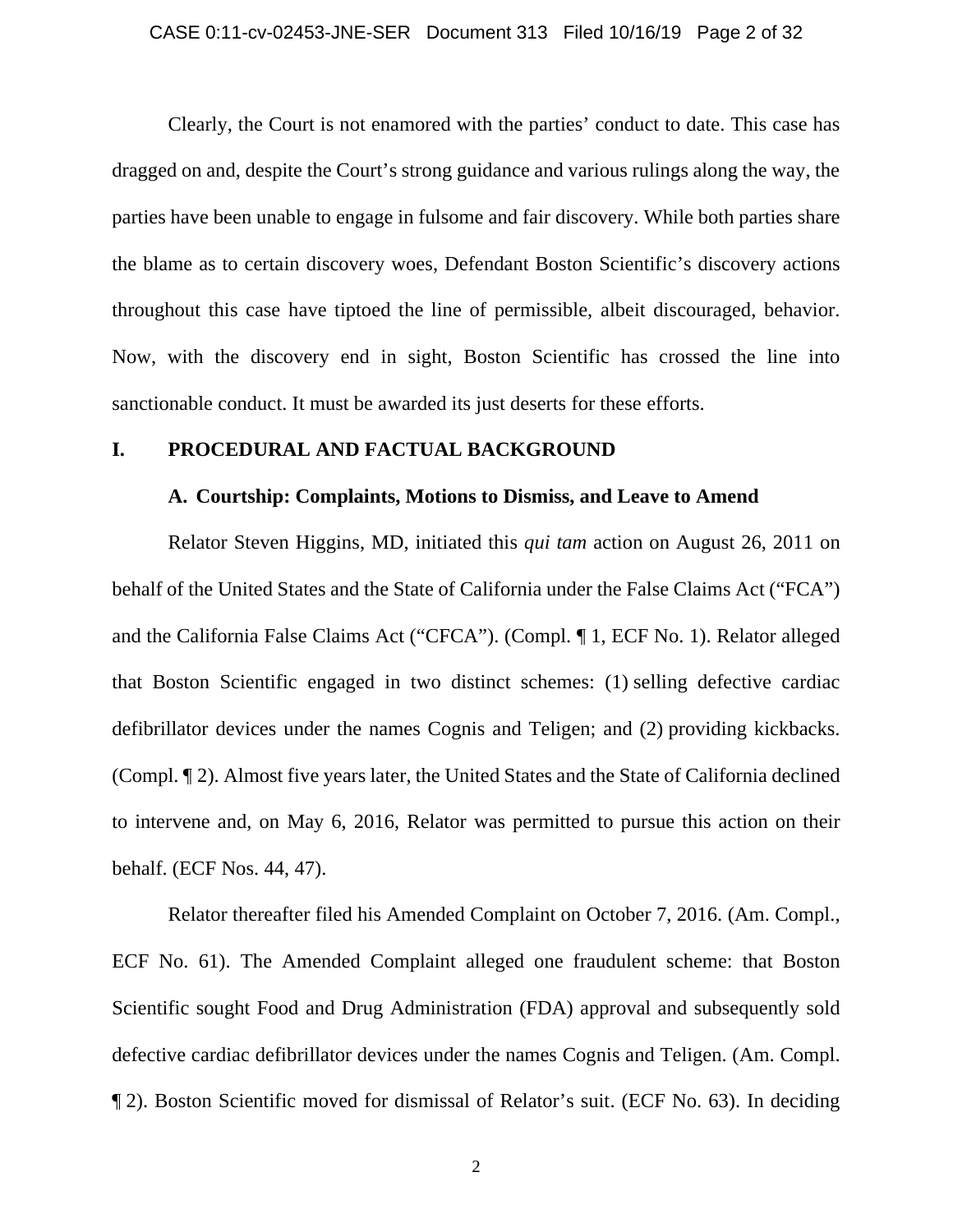Clearly, the Court is not enamored with the parties' conduct to date. This case has dragged on and, despite the Court's strong guidance and various rulings along the way, the parties have been unable to engage in fulsome and fair discovery. While both parties share the blame as to certain discovery woes, Defendant Boston Scientific's discovery actions throughout this case have tiptoed the line of permissible, albeit discouraged, behavior. Now, with the discovery end in sight, Boston Scientific has crossed the line into sanctionable conduct. It must be awarded its just deserts for these efforts.

## I. PROCEDURAL AND FACTUAL BACKGROUND

### A. Courtship: Complaints, Motions to Dismiss, and Leave to Amend

Relator Steven Higgins, MD, initiated this *qui tam* action on August 26, 2011 on behalf of the United States and the State of California under the False Claims Act ("FCA") and the California False Claims Act ("CFCA"). (Compl. ¶ 1, ECF No. 1). Relator alleged that Boston Scientific engaged in two distinct schemes: (1) selling defective cardiac defibrillator devices under the names Cognis and Teligen; and (2) providing kickbacks. (Compl. ¶ 2). Almost five years later, the United States and the State of California declined to intervene and, on May 6, 2016, Relator was permitted to pursue this action on their behalf. (ECF Nos. 44, 47).

Relator thereafter filed his Amended Complaint on October 7, 2016. (Am. Compl., ECF No. 61). The Amended Complaint alleged one fraudulent scheme: that Boston Scientific sought Food and Drug Administration (FDA) approval and subsequently sold defective cardiac defibrillator devices under the names Cognis and Teligen. (Am. Compl. ¶ 2). Boston Scientific moved for dismissal of Relator's suit. (ECF No. 63). In deciding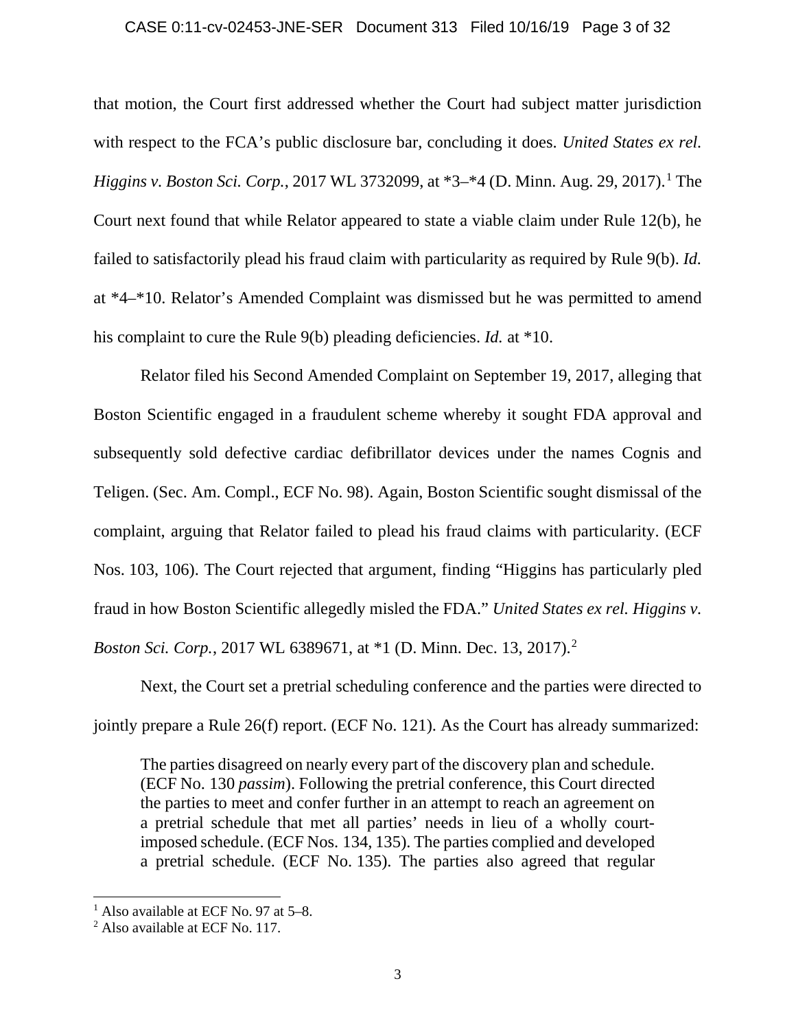that motion, the Court first addressed whether the Court had subject matter jurisdiction with respect to the FCA's public disclosure bar, concluding it does. *United States ex rel. Higgins v. Boston Sci. Corp.*, 2017 WL 3732099, at *3–*4 (D. Minn. Aug. 29, 2017).[1] The Court next found that while Relator appeared to state a viable claim under Rule 12(b), he failed to satisfactorily plead his fraud claim with particularity as required by Rule 9(b). *Id.* at *4–*10. Relator's Amended Complaint was dismissed but he was permitted to amend his complaint to cure the Rule 9(b) pleading deficiencies. *Id.* at *10.

Relator filed his Second Amended Complaint on September 19, 2017, alleging that Boston Scientific engaged in a fraudulent scheme whereby it sought FDA approval and subsequently sold defective cardiac defibrillator devices under the names Cognis and Teligen. (Sec. Am. Compl., ECF No. 98). Again, Boston Scientific sought dismissal of the complaint, arguing that Relator failed to plead his fraud claims with particularity. (ECF Nos. 103, 106). The Court rejected that argument, finding "Higgins has particularly pled fraud in how Boston Scientific allegedly misled the FDA." *United States ex rel. Higgins v. Boston Sci. Corp.*, 2017 WL 6389671, at *1 (D. Minn. Dec. 13, 2017).[2]

Next, the Court set a pretrial scheduling conference and the parties were directed to jointly prepare a Rule 26(f) report. (ECF No. 121). As the Court has already summarized:

> The parties disagreed on nearly every part of the discovery plan and schedule. (ECF No. 130 *passim*). Following the pretrial conference, this Court directed the parties to meet and confer further in an attempt to reach an agreement on a pretrial schedule that met all parties' needs in lieu of a wholly court-imposed schedule. (ECF Nos. 134, 135). The parties complied and developed a pretrial schedule. (ECF No. 135). The parties also agreed that regular

---

[1] Also available at ECF No. 97 at 5–8.

[2] Also available at ECF No. 117.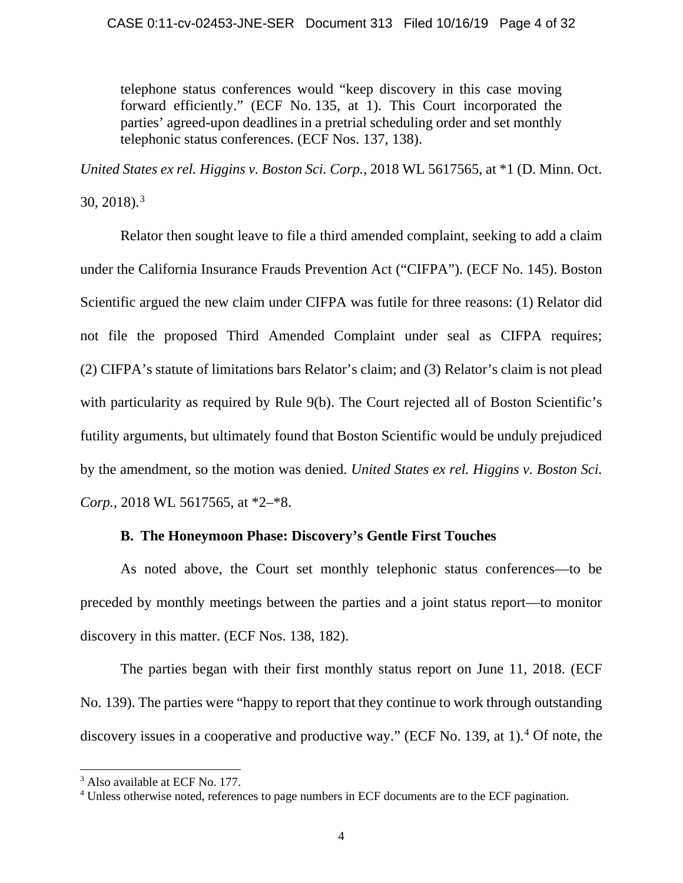> telephone status conferences would "keep discovery in this case moving forward efficiently." (ECF No. 135, at 1). This Court incorporated the parties' agreed-upon deadlines in a pretrial scheduling order and set monthly telephonic status conferences. (ECF Nos. 137, 138).

*United States ex rel. Higgins v. Boston Sci. Corp.*, 2018 WL 5617565, at *1 (D. Minn. Oct. 30, 2018).[3]

Relator then sought leave to file a third amended complaint, seeking to add a claim under the California Insurance Frauds Prevention Act ("CIFPA"). (ECF No. 145). Boston Scientific argued the new claim under CIFPA was futile for three reasons: (1) Relator did not file the proposed Third Amended Complaint under seal as CIFPA requires; (2) CIFPA's statute of limitations bars Relator's claim; and (3) Relator's claim is not plead with particularity as required by Rule 9(b). The Court rejected all of Boston Scientific's futility arguments, but ultimately found that Boston Scientific would be unduly prejudiced by the amendment, so the motion was denied. *United States ex rel. Higgins v. Boston Sci. Corp.*, 2018 WL 5617565, at *2–*8.

### B. The Honeymoon Phase: Discovery's Gentle First Touches

As noted above, the Court set monthly telephonic status conferences—to be preceded by monthly meetings between the parties and a joint status report—to monitor discovery in this matter. (ECF Nos. 138, 182).

The parties began with their first monthly status report on June 11, 2018. (ECF No. 139). The parties were "happy to report that they continue to work through outstanding discovery issues in a cooperative and productive way." (ECF No. 139, at 1).[4] Of note, the

---

[3] Also available at ECF No. 177.

[4] Unless otherwise noted, references to page numbers in ECF documents are to the ECF pagination.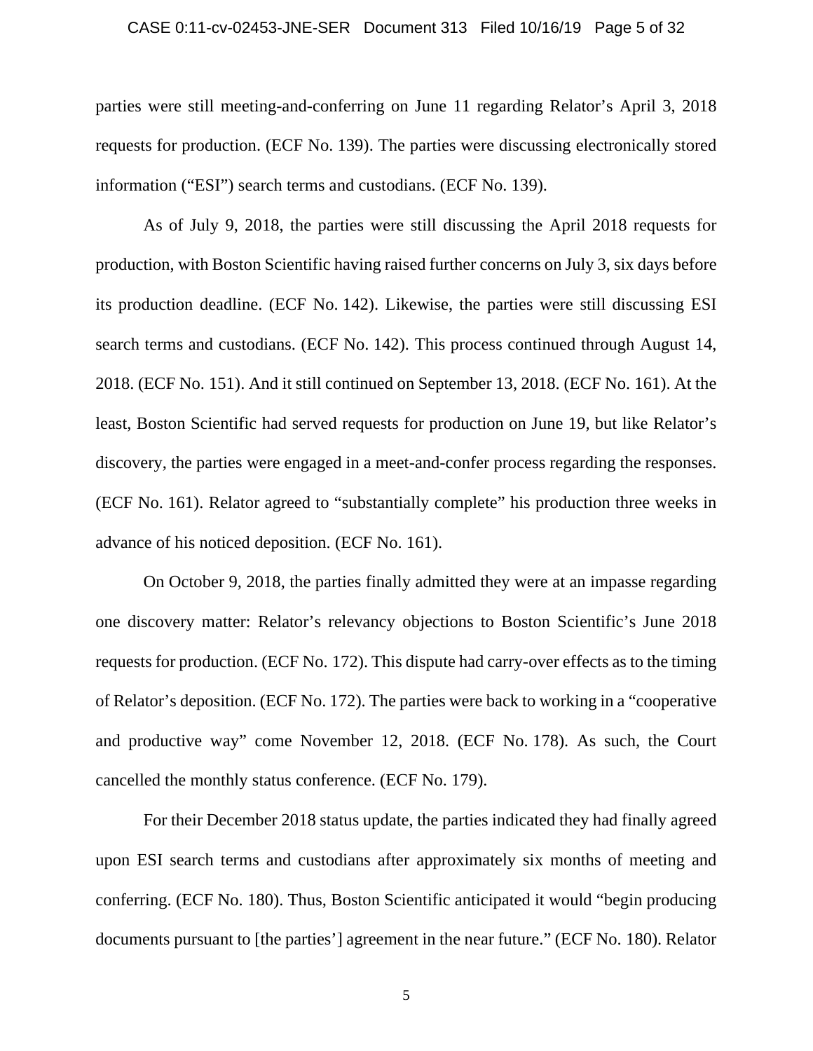parties were still meeting-and-conferring on June 11 regarding Relator's April 3, 2018 requests for production. (ECF No. 139). The parties were discussing electronically stored information ("ESI") search terms and custodians. (ECF No. 139).

As of July 9, 2018, the parties were still discussing the April 2018 requests for production, with Boston Scientific having raised further concerns on July 3, six days before its production deadline. (ECF No. 142). Likewise, the parties were still discussing ESI search terms and custodians. (ECF No. 142). This process continued through August 14, 2018. (ECF No. 151). And it still continued on September 13, 2018. (ECF No. 161). At the least, Boston Scientific had served requests for production on June 19, but like Relator's discovery, the parties were engaged in a meet-and-confer process regarding the responses. (ECF No. 161). Relator agreed to "substantially complete" his production three weeks in advance of his noticed deposition. (ECF No. 161).

On October 9, 2018, the parties finally admitted they were at an impasse regarding one discovery matter: Relator's relevancy objections to Boston Scientific's June 2018 requests for production. (ECF No. 172). This dispute had carry-over effects as to the timing of Relator's deposition. (ECF No. 172). The parties were back to working in a "cooperative and productive way" come November 12, 2018. (ECF No. 178). As such, the Court cancelled the monthly status conference. (ECF No. 179).

For their December 2018 status update, the parties indicated they had finally agreed upon ESI search terms and custodians after approximately six months of meeting and conferring. (ECF No. 180). Thus, Boston Scientific anticipated it would "begin producing documents pursuant to [the parties'] agreement in the near future." (ECF No. 180). Relator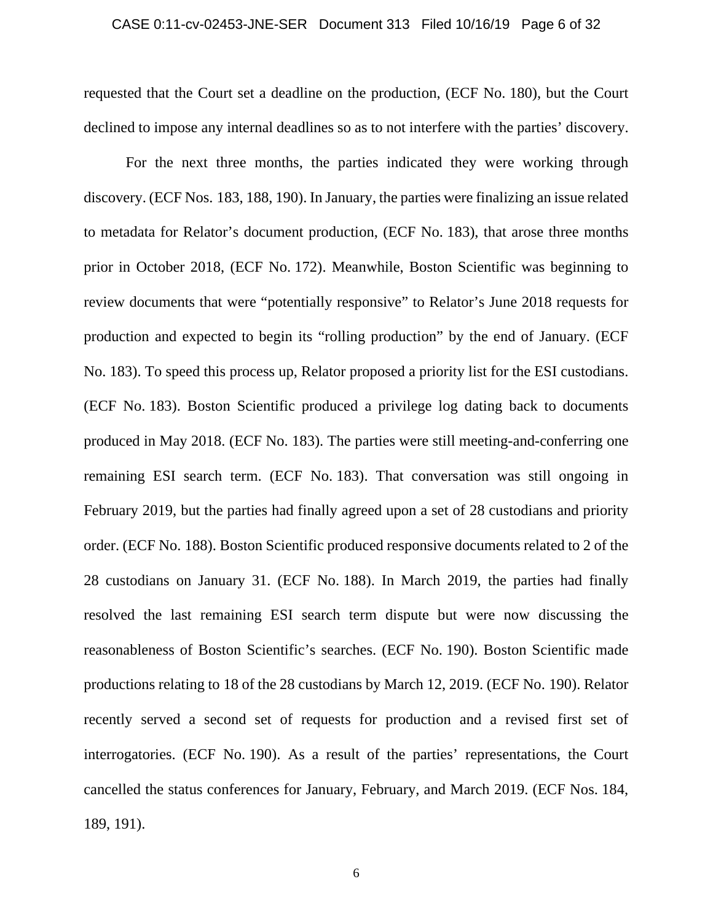requested that the Court set a deadline on the production, (ECF No. 180), but the Court declined to impose any internal deadlines so as to not interfere with the parties' discovery.

For the next three months, the parties indicated they were working through discovery. (ECF Nos. 183, 188, 190). In January, the parties were finalizing an issue related to metadata for Relator's document production, (ECF No. 183), that arose three months prior in October 2018, (ECF No. 172). Meanwhile, Boston Scientific was beginning to review documents that were "potentially responsive" to Relator's June 2018 requests for production and expected to begin its "rolling production" by the end of January. (ECF No. 183). To speed this process up, Relator proposed a priority list for the ESI custodians. (ECF No. 183). Boston Scientific produced a privilege log dating back to documents produced in May 2018. (ECF No. 183). The parties were still meeting-and-conferring one remaining ESI search term. (ECF No. 183). That conversation was still ongoing in February 2019, but the parties had finally agreed upon a set of 28 custodians and priority order. (ECF No. 188). Boston Scientific produced responsive documents related to 2 of the 28 custodians on January 31. (ECF No. 188). In March 2019, the parties had finally resolved the last remaining ESI search term dispute but were now discussing the reasonableness of Boston Scientific's searches. (ECF No. 190). Boston Scientific made productions relating to 18 of the 28 custodians by March 12, 2019. (ECF No. 190). Relator recently served a second set of requests for production and a revised first set of interrogatories. (ECF No. 190). As a result of the parties' representations, the Court cancelled the status conferences for January, February, and March 2019. (ECF Nos. 184, 189, 191).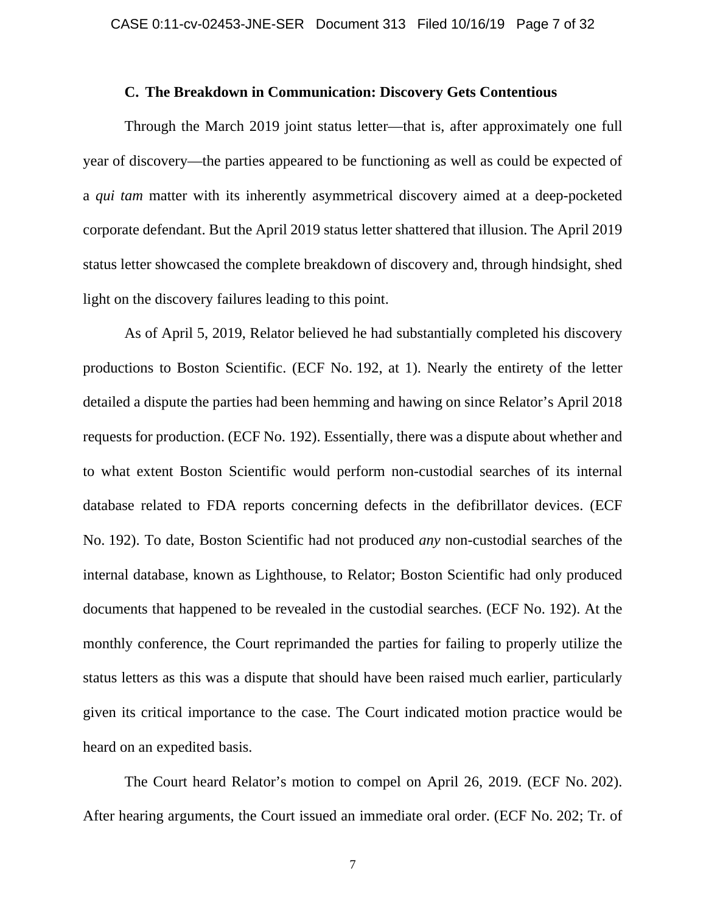### C. The Breakdown in Communication: Discovery Gets Contentious

Through the March 2019 joint status letter—that is, after approximately one full year of discovery—the parties appeared to be functioning as well as could be expected of a *qui tam* matter with its inherently asymmetrical discovery aimed at a deep-pocketed corporate defendant. But the April 2019 status letter shattered that illusion. The April 2019 status letter showcased the complete breakdown of discovery and, through hindsight, shed light on the discovery failures leading to this point.

As of April 5, 2019, Relator believed he had substantially completed his discovery productions to Boston Scientific. (ECF No. 192, at 1). Nearly the entirety of the letter detailed a dispute the parties had been hemming and hawing on since Relator's April 2018 requests for production. (ECF No. 192). Essentially, there was a dispute about whether and to what extent Boston Scientific would perform non-custodial searches of its internal database related to FDA reports concerning defects in the defibrillator devices. (ECF No. 192). To date, Boston Scientific had not produced *any* non-custodial searches of the internal database, known as Lighthouse, to Relator; Boston Scientific had only produced documents that happened to be revealed in the custodial searches. (ECF No. 192). At the monthly conference, the Court reprimanded the parties for failing to properly utilize the status letters as this was a dispute that should have been raised much earlier, particularly given its critical importance to the case. The Court indicated motion practice would be heard on an expedited basis.

The Court heard Relator's motion to compel on April 26, 2019. (ECF No. 202). After hearing arguments, the Court issued an immediate oral order. (ECF No. 202; Tr. of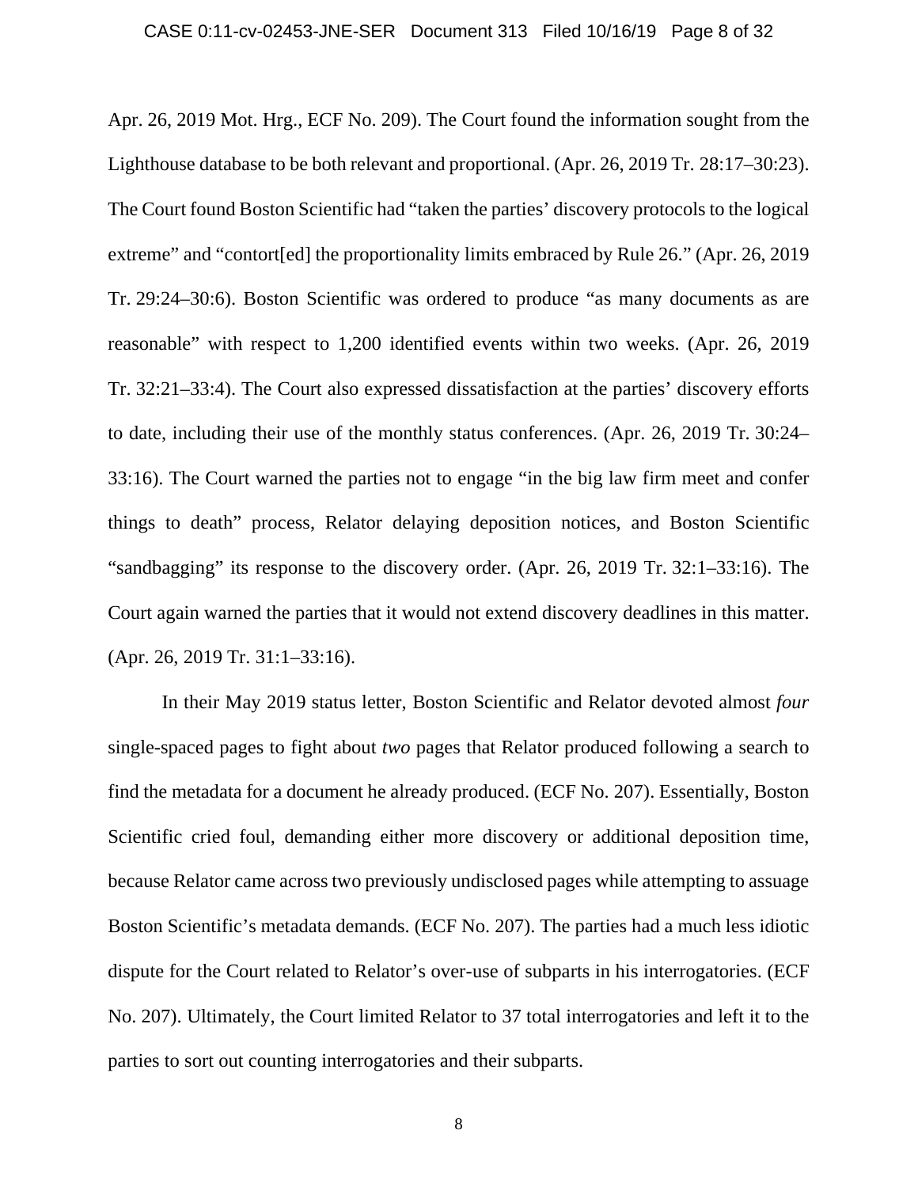Apr. 26, 2019 Mot. Hrg., ECF No. 209). The Court found the information sought from the Lighthouse database to be both relevant and proportional. (Apr. 26, 2019 Tr. 28:17–30:23). The Court found Boston Scientific had "taken the parties' discovery protocols to the logical extreme" and "contort[ed] the proportionality limits embraced by Rule 26." (Apr. 26, 2019 Tr. 29:24–30:6). Boston Scientific was ordered to produce "as many documents as are reasonable" with respect to 1,200 identified events within two weeks. (Apr. 26, 2019 Tr. 32:21–33:4). The Court also expressed dissatisfaction at the parties' discovery efforts to date, including their use of the monthly status conferences. (Apr. 26, 2019 Tr. 30:24–33:16). The Court warned the parties not to engage "in the big law firm meet and confer things to death" process, Relator delaying deposition notices, and Boston Scientific "sandbagging" its response to the discovery order. (Apr. 26, 2019 Tr. 32:1–33:16). The Court again warned the parties that it would not extend discovery deadlines in this matter. (Apr. 26, 2019 Tr. 31:1–33:16).

In their May 2019 status letter, Boston Scientific and Relator devoted almost *four* single-spaced pages to fight about *two* pages that Relator produced following a search to find the metadata for a document he already produced. (ECF No. 207). Essentially, Boston Scientific cried foul, demanding either more discovery or additional deposition time, because Relator came across two previously undisclosed pages while attempting to assuage Boston Scientific's metadata demands. (ECF No. 207). The parties had a much less idiotic dispute for the Court related to Relator's over-use of subparts in his interrogatories. (ECF No. 207). Ultimately, the Court limited Relator to 37 total interrogatories and left it to the parties to sort out counting interrogatories and their subparts.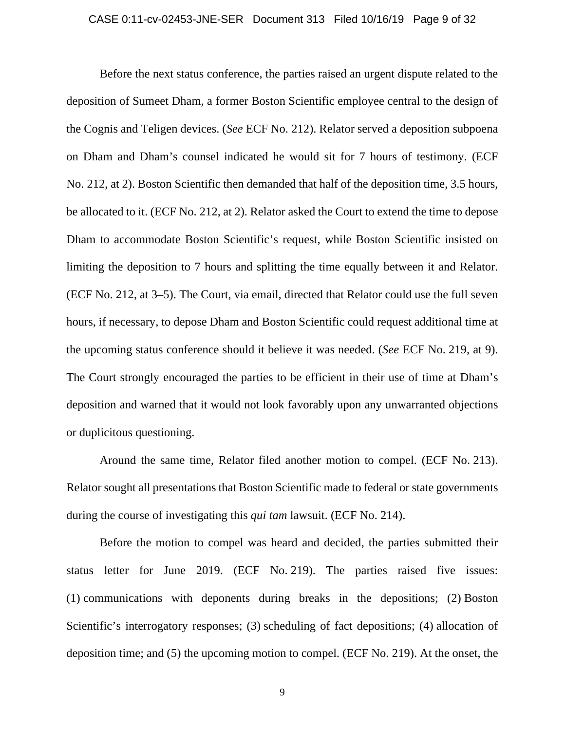Before the next status conference, the parties raised an urgent dispute related to the deposition of Sumeet Dham, a former Boston Scientific employee central to the design of the Cognis and Teligen devices. (*See* ECF No. 212). Relator served a deposition subpoena on Dham and Dham's counsel indicated he would sit for 7 hours of testimony. (ECF No. 212, at 2). Boston Scientific then demanded that half of the deposition time, 3.5 hours, be allocated to it. (ECF No. 212, at 2). Relator asked the Court to extend the time to depose Dham to accommodate Boston Scientific's request, while Boston Scientific insisted on limiting the deposition to 7 hours and splitting the time equally between it and Relator. (ECF No. 212, at 3–5). The Court, via email, directed that Relator could use the full seven hours, if necessary, to depose Dham and Boston Scientific could request additional time at the upcoming status conference should it believe it was needed. (*See* ECF No. 219, at 9). The Court strongly encouraged the parties to be efficient in their use of time at Dham's deposition and warned that it would not look favorably upon any unwarranted objections or duplicitous questioning.

Around the same time, Relator filed another motion to compel. (ECF No. 213). Relator sought all presentations that Boston Scientific made to federal or state governments during the course of investigating this *qui tam* lawsuit. (ECF No. 214).

Before the motion to compel was heard and decided, the parties submitted their status letter for June 2019. (ECF No. 219). The parties raised five issues: (1) communications with deponents during breaks in the depositions; (2) Boston Scientific's interrogatory responses; (3) scheduling of fact depositions; (4) allocation of deposition time; and (5) the upcoming motion to compel. (ECF No. 219). At the onset, the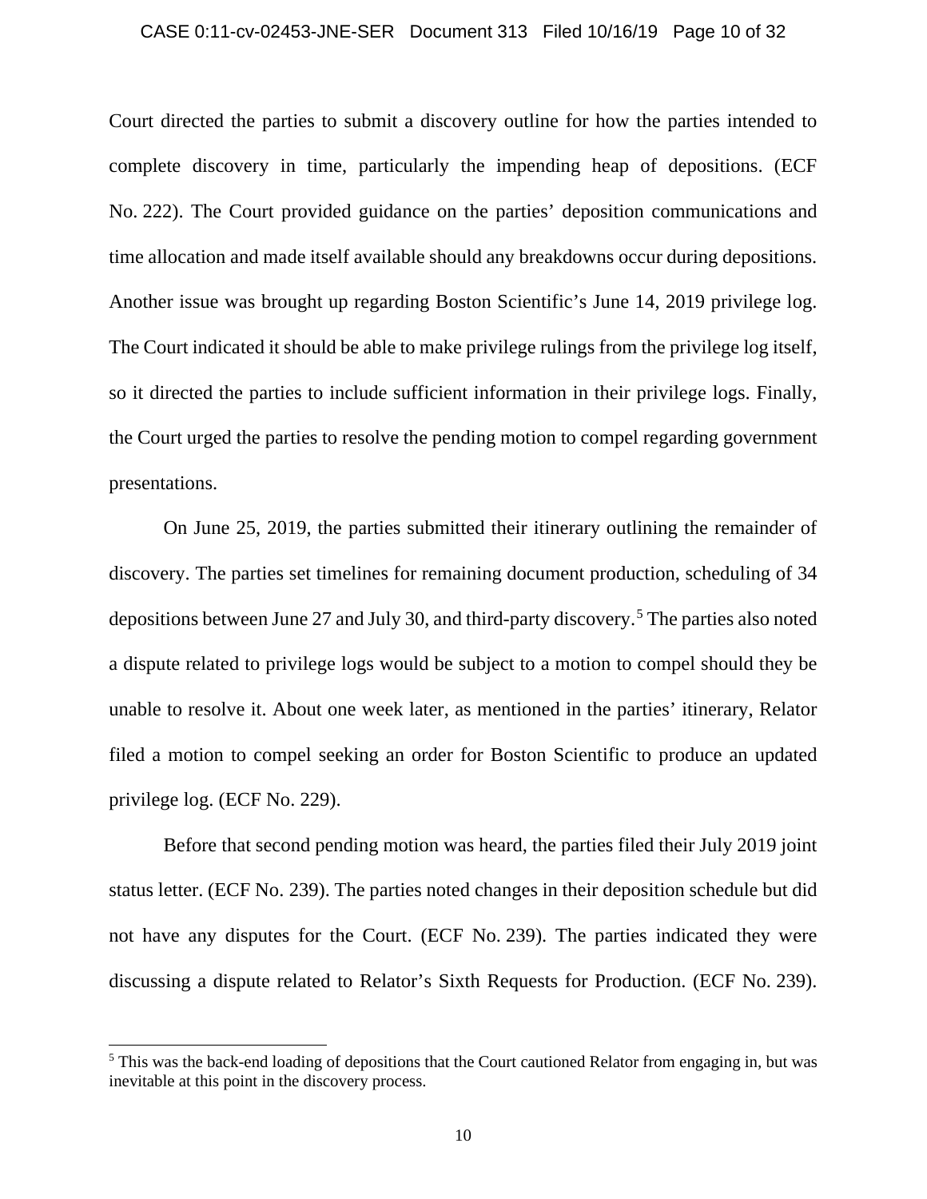Court directed the parties to submit a discovery outline for how the parties intended to complete discovery in time, particularly the impending heap of depositions. (ECF No. 222). The Court provided guidance on the parties' deposition communications and time allocation and made itself available should any breakdowns occur during depositions. Another issue was brought up regarding Boston Scientific's June 14, 2019 privilege log. The Court indicated it should be able to make privilege rulings from the privilege log itself, so it directed the parties to include sufficient information in their privilege logs. Finally, the Court urged the parties to resolve the pending motion to compel regarding government presentations.

On June 25, 2019, the parties submitted their itinerary outlining the remainder of discovery. The parties set timelines for remaining document production, scheduling of 34 depositions between June 27 and July 30, and third-party discovery.[5] The parties also noted a dispute related to privilege logs would be subject to a motion to compel should they be unable to resolve it. About one week later, as mentioned in the parties' itinerary, Relator filed a motion to compel seeking an order for Boston Scientific to produce an updated privilege log. (ECF No. 229).

Before that second pending motion was heard, the parties filed their July 2019 joint status letter. (ECF No. 239). The parties noted changes in their deposition schedule but did not have any disputes for the Court. (ECF No. 239). The parties indicated they were discussing a dispute related to Relator's Sixth Requests for Production. (ECF No. 239).

---

[5] This was the back-end loading of depositions that the Court cautioned Relator from engaging in, but was inevitable at this point in the discovery process.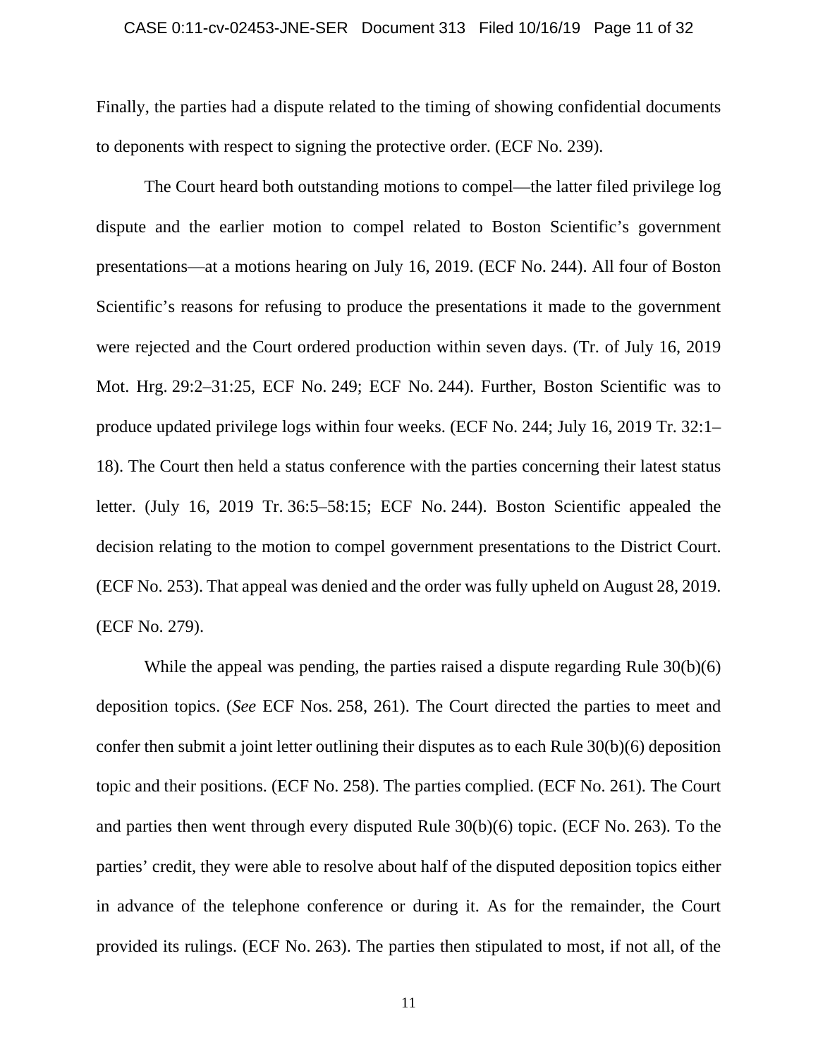Finally, the parties had a dispute related to the timing of showing confidential documents to deponents with respect to signing the protective order. (ECF No. 239).

The Court heard both outstanding motions to compel—the latter filed privilege log dispute and the earlier motion to compel related to Boston Scientific's government presentations—at a motions hearing on July 16, 2019. (ECF No. 244). All four of Boston Scientific's reasons for refusing to produce the presentations it made to the government were rejected and the Court ordered production within seven days. (Tr. of July 16, 2019 Mot. Hrg. 29:2–31:25, ECF No. 249; ECF No. 244). Further, Boston Scientific was to produce updated privilege logs within four weeks. (ECF No. 244; July 16, 2019 Tr. 32:1–18). The Court then held a status conference with the parties concerning their latest status letter. (July 16, 2019 Tr. 36:5–58:15; ECF No. 244). Boston Scientific appealed the decision relating to the motion to compel government presentations to the District Court. (ECF No. 253). That appeal was denied and the order was fully upheld on August 28, 2019. (ECF No. 279).

While the appeal was pending, the parties raised a dispute regarding Rule 30(b)(6) deposition topics. (*See* ECF Nos. 258, 261). The Court directed the parties to meet and confer then submit a joint letter outlining their disputes as to each Rule 30(b)(6) deposition topic and their positions. (ECF No. 258). The parties complied. (ECF No. 261). The Court and parties then went through every disputed Rule 30(b)(6) topic. (ECF No. 263). To the parties' credit, they were able to resolve about half of the disputed deposition topics either in advance of the telephone conference or during it. As for the remainder, the Court provided its rulings. (ECF No. 263). The parties then stipulated to most, if not all, of the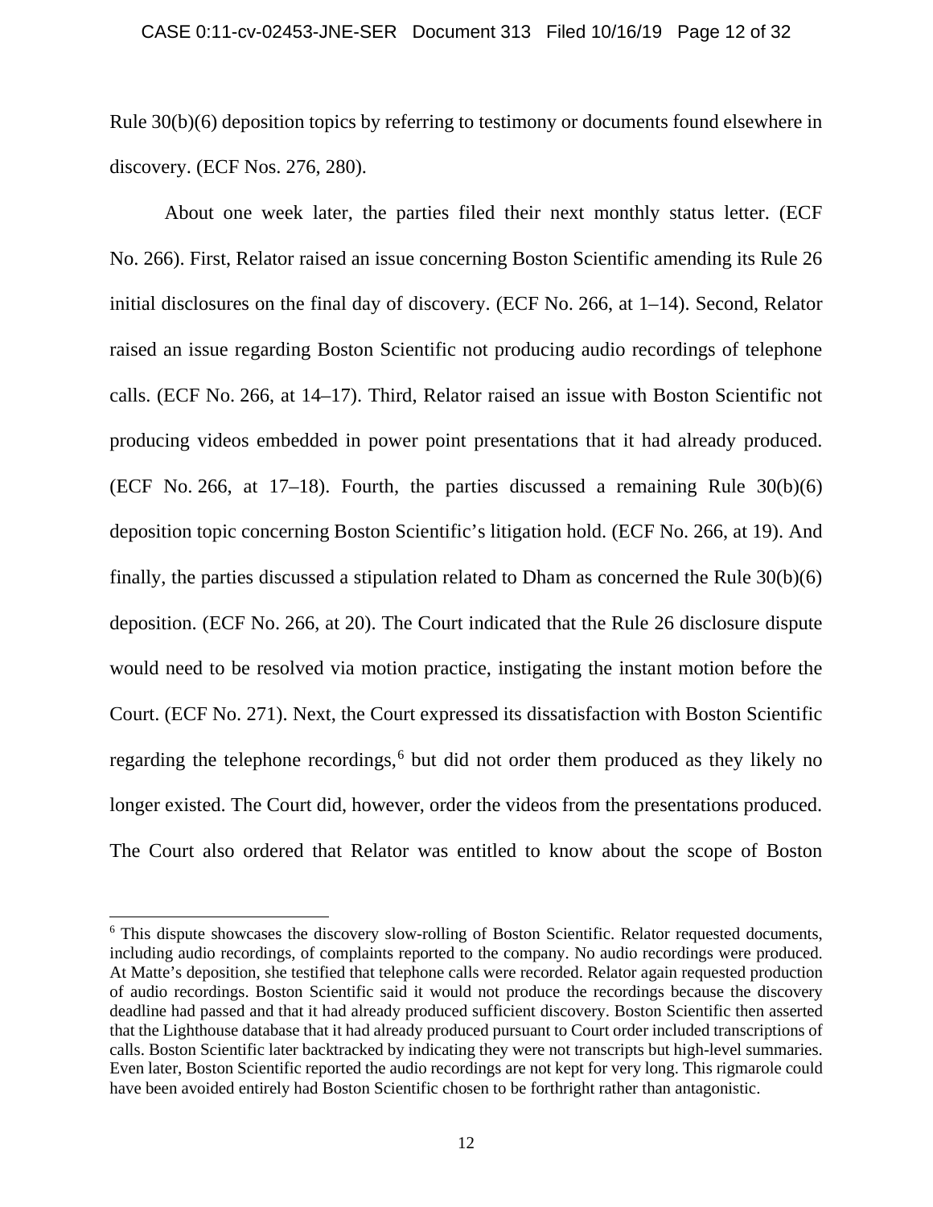Rule 30(b)(6) deposition topics by referring to testimony or documents found elsewhere in discovery. (ECF Nos. 276, 280).

About one week later, the parties filed their next monthly status letter. (ECF No. 266). First, Relator raised an issue concerning Boston Scientific amending its Rule 26 initial disclosures on the final day of discovery. (ECF No. 266, at 1–14). Second, Relator raised an issue regarding Boston Scientific not producing audio recordings of telephone calls. (ECF No. 266, at 14–17). Third, Relator raised an issue with Boston Scientific not producing videos embedded in power point presentations that it had already produced. (ECF No. 266, at 17–18). Fourth, the parties discussed a remaining Rule 30(b)(6) deposition topic concerning Boston Scientific's litigation hold. (ECF No. 266, at 19). And finally, the parties discussed a stipulation related to Dham as concerned the Rule 30(b)(6) deposition. (ECF No. 266, at 20). The Court indicated that the Rule 26 disclosure dispute would need to be resolved via motion practice, instigating the instant motion before the Court. (ECF No. 271). Next, the Court expressed its dissatisfaction with Boston Scientific regarding the telephone recordings,[6] but did not order them produced as they likely no longer existed. The Court did, however, order the videos from the presentations produced. The Court also ordered that Relator was entitled to know about the scope of Boston

[6] This dispute showcases the discovery slow-rolling of Boston Scientific. Relator requested documents, including audio recordings, of complaints reported to the company. No audio recordings were produced. At Matte's deposition, she testified that telephone calls were recorded. Relator again requested production of audio recordings. Boston Scientific said it would not produce the recordings because the discovery deadline had passed and that it had already produced sufficient discovery. Boston Scientific then asserted that the Lighthouse database that it had already produced pursuant to Court order included transcriptions of calls. Boston Scientific later backtracked by indicating they were not transcripts but high-level summaries. Even later, Boston Scientific reported the audio recordings are not kept for very long. This rigmarole could have been avoided entirely had Boston Scientific chosen to be forthright rather than antagonistic.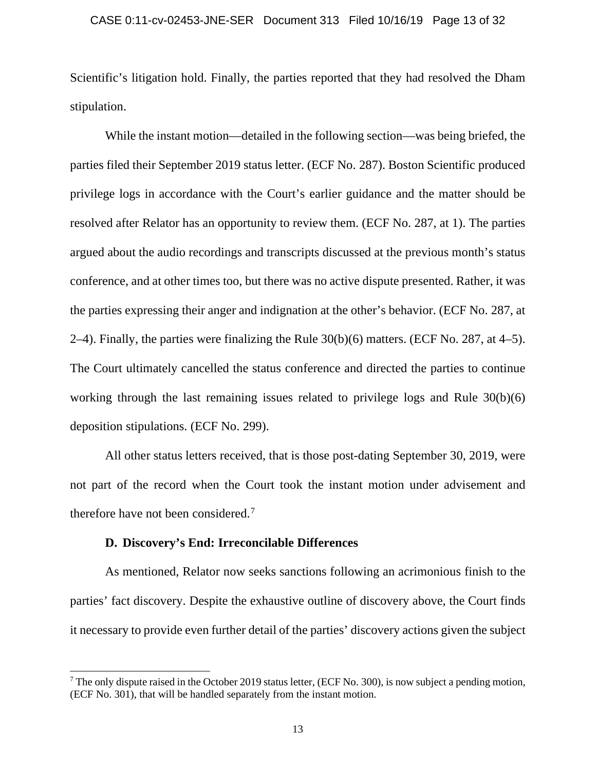Scientific's litigation hold. Finally, the parties reported that they had resolved the Dham stipulation.

While the instant motion—detailed in the following section—was being briefed, the parties filed their September 2019 status letter. (ECF No. 287). Boston Scientific produced privilege logs in accordance with the Court's earlier guidance and the matter should be resolved after Relator has an opportunity to review them. (ECF No. 287, at 1). The parties argued about the audio recordings and transcripts discussed at the previous month's status conference, and at other times too, but there was no active dispute presented. Rather, it was the parties expressing their anger and indignation at the other's behavior. (ECF No. 287, at 2–4). Finally, the parties were finalizing the Rule 30(b)(6) matters. (ECF No. 287, at 4–5). The Court ultimately cancelled the status conference and directed the parties to continue working through the last remaining issues related to privilege logs and Rule 30(b)(6) deposition stipulations. (ECF No. 299).

All other status letters received, that is those post-dating September 30, 2019, were not part of the record when the Court took the instant motion under advisement and therefore have not been considered.[7]

### D. Discovery's End: Irreconcilable Differences

As mentioned, Relator now seeks sanctions following an acrimonious finish to the parties' fact discovery. Despite the exhaustive outline of discovery above, the Court finds it necessary to provide even further detail of the parties' discovery actions given the subject

[7] The only dispute raised in the October 2019 status letter, (ECF No. 300), is now subject a pending motion, (ECF No. 301), that will be handled separately from the instant motion.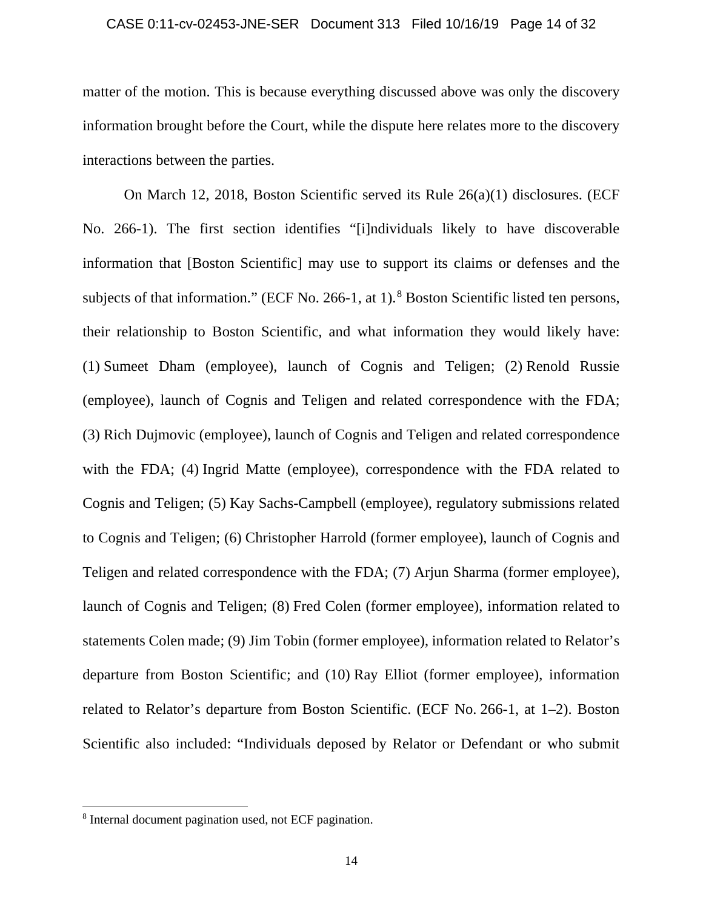matter of the motion. This is because everything discussed above was only the discovery information brought before the Court, while the dispute here relates more to the discovery interactions between the parties.

On March 12, 2018, Boston Scientific served its Rule 26(a)(1) disclosures. (ECF No. 266-1). The first section identifies "[i]ndividuals likely to have discoverable information that [Boston Scientific] may use to support its claims or defenses and the subjects of that information." (ECF No. 266-1, at 1).[8] Boston Scientific listed ten persons, their relationship to Boston Scientific, and what information they would likely have: (1) Sumeet Dham (employee), launch of Cognis and Teligen; (2) Renold Russie (employee), launch of Cognis and Teligen and related correspondence with the FDA; (3) Rich Dujmovic (employee), launch of Cognis and Teligen and related correspondence with the FDA; (4) Ingrid Matte (employee), correspondence with the FDA related to Cognis and Teligen; (5) Kay Sachs-Campbell (employee), regulatory submissions related to Cognis and Teligen; (6) Christopher Harrold (former employee), launch of Cognis and Teligen and related correspondence with the FDA; (7) Arjun Sharma (former employee), launch of Cognis and Teligen; (8) Fred Colen (former employee), information related to statements Colen made; (9) Jim Tobin (former employee), information related to Relator's departure from Boston Scientific; and (10) Ray Elliot (former employee), information related to Relator's departure from Boston Scientific. (ECF No. 266-1, at 1–2). Boston Scientific also included: "Individuals deposed by Relator or Defendant or who submit

[8] Internal document pagination used, not ECF pagination.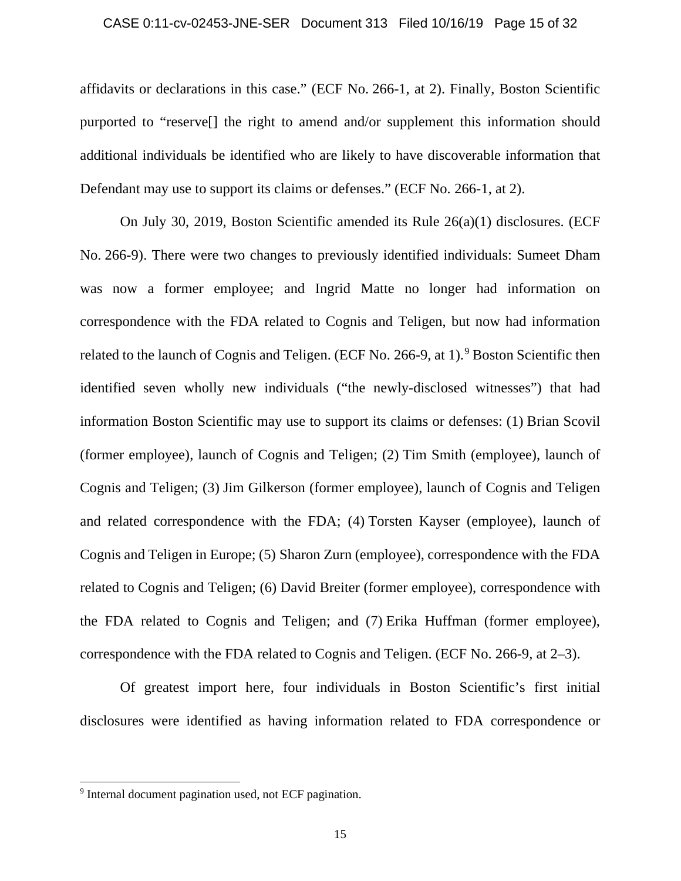affidavits or declarations in this case." (ECF No. 266-1, at 2). Finally, Boston Scientific purported to "reserve[] the right to amend and/or supplement this information should additional individuals be identified who are likely to have discoverable information that Defendant may use to support its claims or defenses." (ECF No. 266-1, at 2).

On July 30, 2019, Boston Scientific amended its Rule 26(a)(1) disclosures. (ECF No. 266-9). There were two changes to previously identified individuals: Sumeet Dham was now a former employee; and Ingrid Matte no longer had information on correspondence with the FDA related to Cognis and Teligen, but now had information related to the launch of Cognis and Teligen. (ECF No. 266-9, at 1).[9] Boston Scientific then identified seven wholly new individuals ("the newly-disclosed witnesses") that had information Boston Scientific may use to support its claims or defenses: (1) Brian Scovil (former employee), launch of Cognis and Teligen; (2) Tim Smith (employee), launch of Cognis and Teligen; (3) Jim Gilkerson (former employee), launch of Cognis and Teligen and related correspondence with the FDA; (4) Torsten Kayser (employee), launch of Cognis and Teligen in Europe; (5) Sharon Zurn (employee), correspondence with the FDA related to Cognis and Teligen; (6) David Breiter (former employee), correspondence with the FDA related to Cognis and Teligen; and (7) Erika Huffman (former employee), correspondence with the FDA related to Cognis and Teligen. (ECF No. 266-9, at 2–3).

Of greatest import here, four individuals in Boston Scientific's first initial disclosures were identified as having information related to FDA correspondence or

[9] Internal document pagination used, not ECF pagination.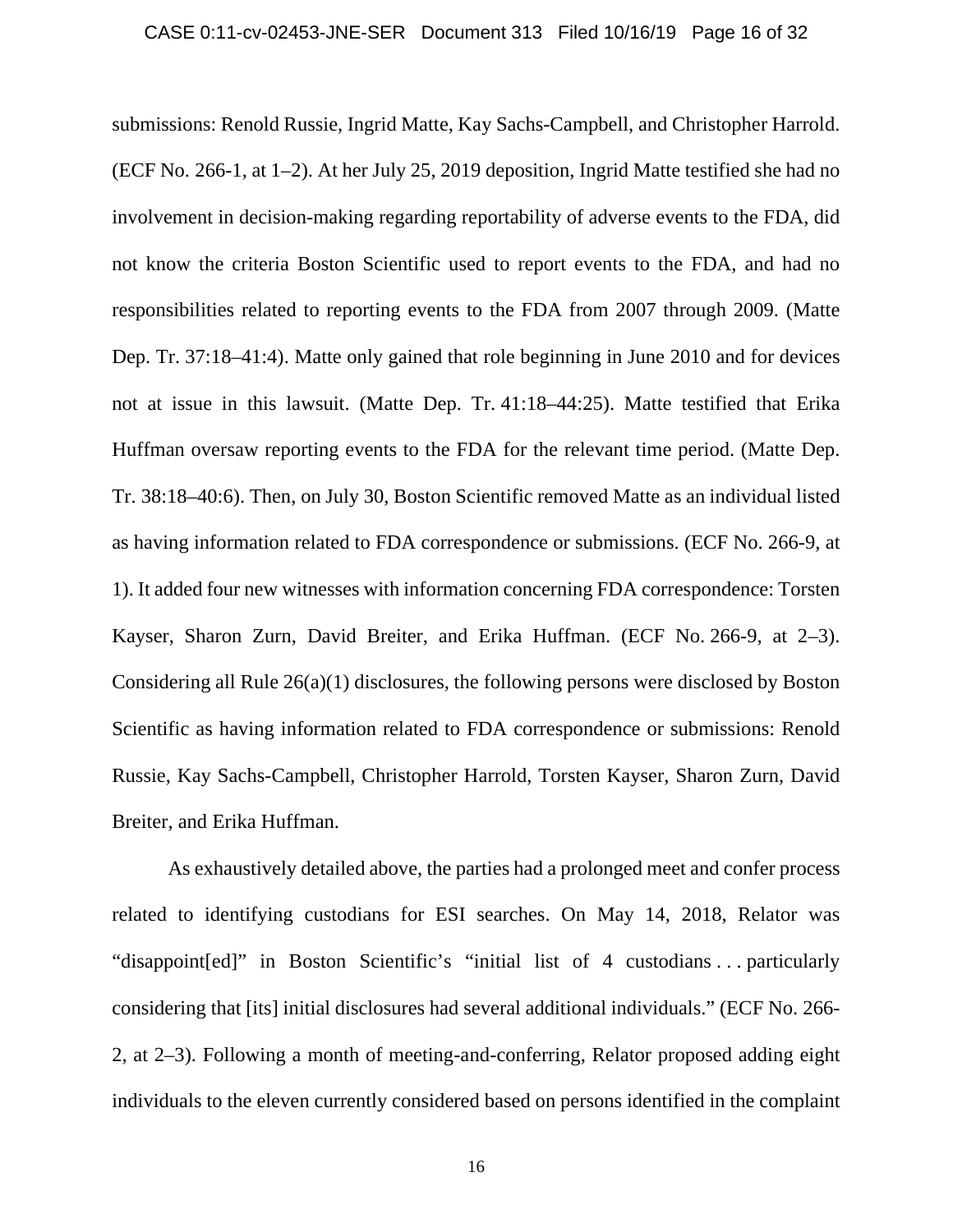submissions: Renold Russie, Ingrid Matte, Kay Sachs-Campbell, and Christopher Harrold. (ECF No. 266-1, at 1–2). At her July 25, 2019 deposition, Ingrid Matte testified she had no involvement in decision-making regarding reportability of adverse events to the FDA, did not know the criteria Boston Scientific used to report events to the FDA, and had no responsibilities related to reporting events to the FDA from 2007 through 2009. (Matte Dep. Tr. 37:18–41:4). Matte only gained that role beginning in June 2010 and for devices not at issue in this lawsuit. (Matte Dep. Tr. 41:18–44:25). Matte testified that Erika Huffman oversaw reporting events to the FDA for the relevant time period. (Matte Dep. Tr. 38:18–40:6). Then, on July 30, Boston Scientific removed Matte as an individual listed as having information related to FDA correspondence or submissions. (ECF No. 266-9, at 1). It added four new witnesses with information concerning FDA correspondence: Torsten Kayser, Sharon Zurn, David Breiter, and Erika Huffman. (ECF No. 266-9, at 2–3). Considering all Rule 26(a)(1) disclosures, the following persons were disclosed by Boston Scientific as having information related to FDA correspondence or submissions: Renold Russie, Kay Sachs-Campbell, Christopher Harrold, Torsten Kayser, Sharon Zurn, David Breiter, and Erika Huffman.

As exhaustively detailed above, the parties had a prolonged meet and confer process related to identifying custodians for ESI searches. On May 14, 2018, Relator was "disappoint[ed]" in Boston Scientific's "initial list of 4 custodians . . . particularly considering that [its] initial disclosures had several additional individuals." (ECF No. 266-2, at 2–3). Following a month of meeting-and-conferring, Relator proposed adding eight individuals to the eleven currently considered based on persons identified in the complaint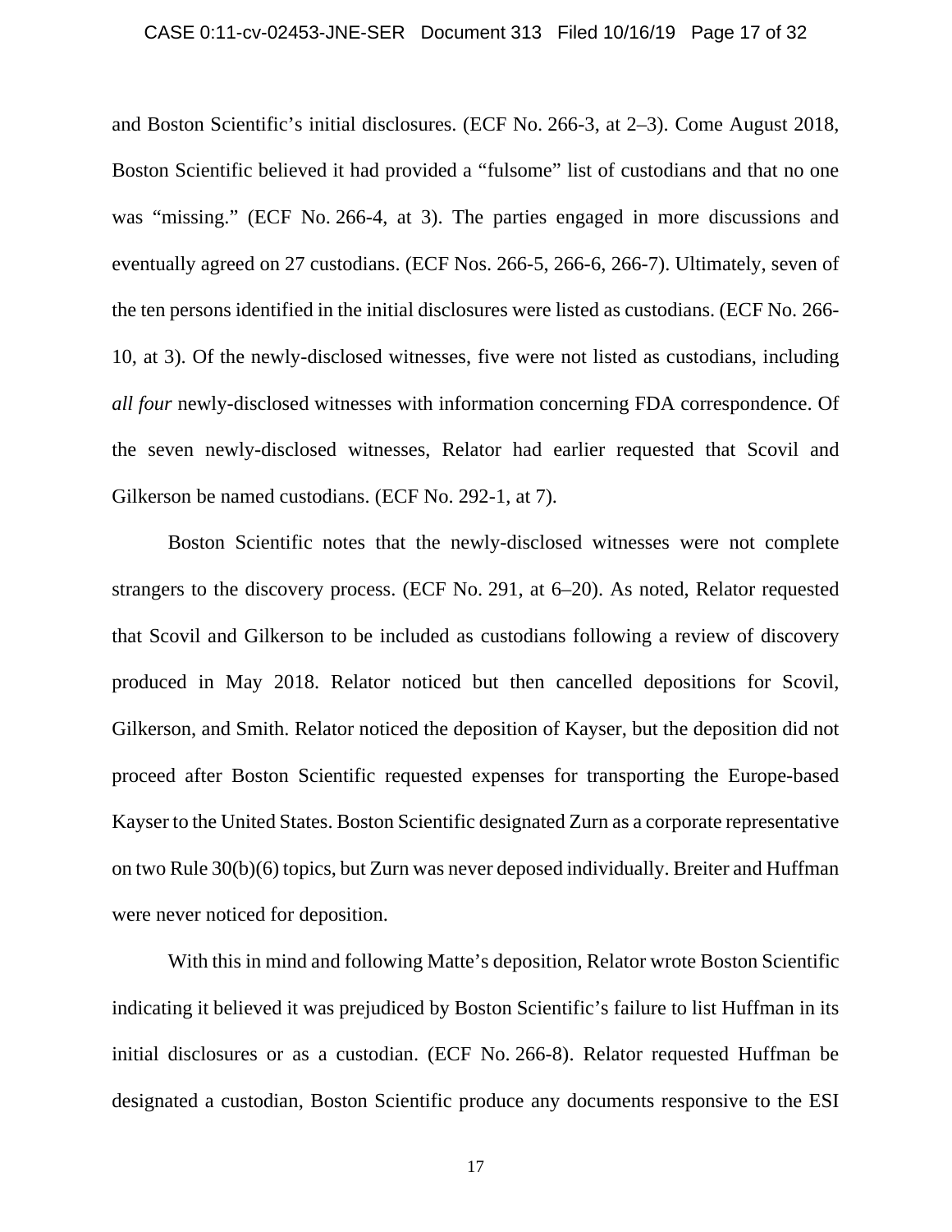and Boston Scientific's initial disclosures. (ECF No. 266-3, at 2–3). Come August 2018, Boston Scientific believed it had provided a "fulsome" list of custodians and that no one was "missing." (ECF No. 266-4, at 3). The parties engaged in more discussions and eventually agreed on 27 custodians. (ECF Nos. 266-5, 266-6, 266-7). Ultimately, seven of the ten persons identified in the initial disclosures were listed as custodians. (ECF No. 266-10, at 3). Of the newly-disclosed witnesses, five were not listed as custodians, including *all four* newly-disclosed witnesses with information concerning FDA correspondence. Of the seven newly-disclosed witnesses, Relator had earlier requested that Scovil and Gilkerson be named custodians. (ECF No. 292-1, at 7).

Boston Scientific notes that the newly-disclosed witnesses were not complete strangers to the discovery process. (ECF No. 291, at 6–20). As noted, Relator requested that Scovil and Gilkerson to be included as custodians following a review of discovery produced in May 2018. Relator noticed but then cancelled depositions for Scovil, Gilkerson, and Smith. Relator noticed the deposition of Kayser, but the deposition did not proceed after Boston Scientific requested expenses for transporting the Europe-based Kayser to the United States. Boston Scientific designated Zurn as a corporate representative on two Rule 30(b)(6) topics, but Zurn was never deposed individually. Breiter and Huffman were never noticed for deposition.

With this in mind and following Matte's deposition, Relator wrote Boston Scientific indicating it believed it was prejudiced by Boston Scientific's failure to list Huffman in its initial disclosures or as a custodian. (ECF No. 266-8). Relator requested Huffman be designated a custodian, Boston Scientific produce any documents responsive to the ESI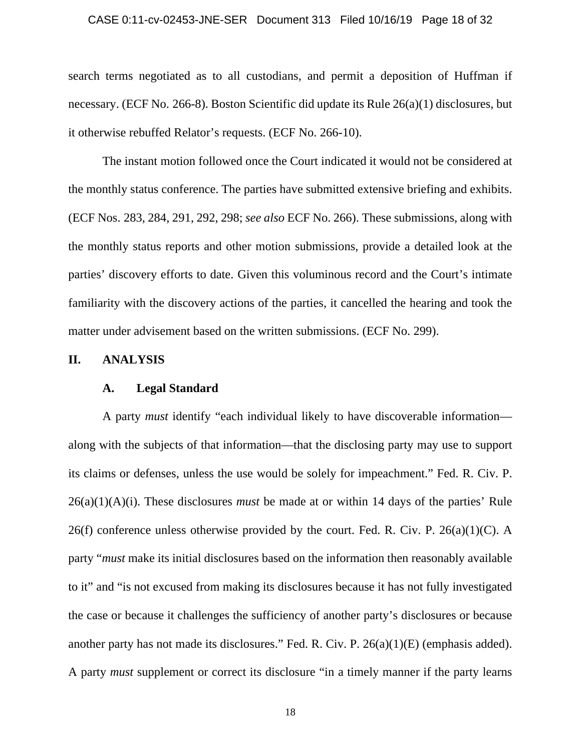search terms negotiated as to all custodians, and permit a deposition of Huffman if necessary. (ECF No. 266-8). Boston Scientific did update its Rule 26(a)(1) disclosures, but it otherwise rebuffed Relator's requests. (ECF No. 266-10).

The instant motion followed once the Court indicated it would not be considered at the monthly status conference. The parties have submitted extensive briefing and exhibits. (ECF Nos. 283, 284, 291, 292, 298; *see also* ECF No. 266). These submissions, along with the monthly status reports and other motion submissions, provide a detailed look at the parties' discovery efforts to date. Given this voluminous record and the Court's intimate familiarity with the discovery actions of the parties, it cancelled the hearing and took the matter under advisement based on the written submissions. (ECF No. 299).

## II. ANALYSIS

### A. Legal Standard

A party *must* identify "each individual likely to have discoverable information—along with the subjects of that information—that the disclosing party may use to support its claims or defenses, unless the use would be solely for impeachment." Fed. R. Civ. P. 26(a)(1)(A)(i). These disclosures *must* be made at or within 14 days of the parties' Rule 26(f) conference unless otherwise provided by the court. Fed. R. Civ. P. 26(a)(1)(C). A party "*must* make its initial disclosures based on the information then reasonably available to it" and "is not excused from making its disclosures because it has not fully investigated the case or because it challenges the sufficiency of another party's disclosures or because another party has not made its disclosures." Fed. R. Civ. P. 26(a)(1)(E) (emphasis added). A party *must* supplement or correct its disclosure "in a timely manner if the party learns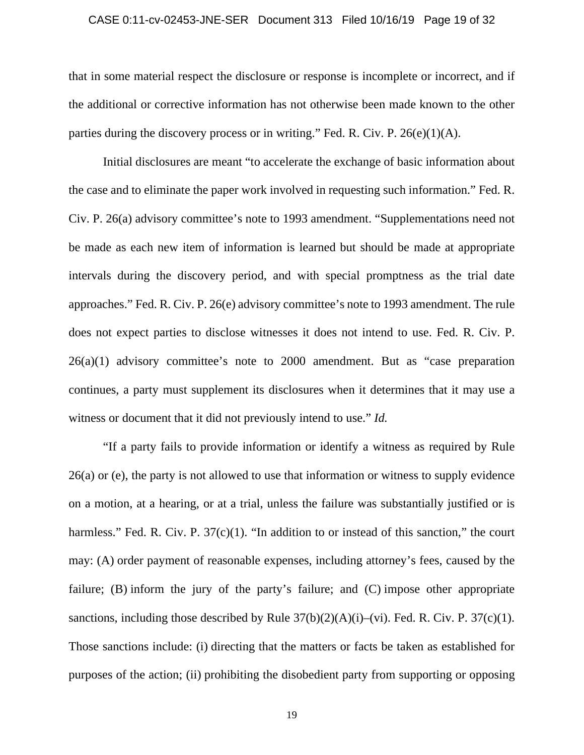that in some material respect the disclosure or response is incomplete or incorrect, and if the additional or corrective information has not otherwise been made known to the other parties during the discovery process or in writing." Fed. R. Civ. P. 26(e)(1)(A).

Initial disclosures are meant "to accelerate the exchange of basic information about the case and to eliminate the paper work involved in requesting such information." Fed. R. Civ. P. 26(a) advisory committee's note to 1993 amendment. "Supplementations need not be made as each new item of information is learned but should be made at appropriate intervals during the discovery period, and with special promptness as the trial date approaches." Fed. R. Civ. P. 26(e) advisory committee's note to 1993 amendment. The rule does not expect parties to disclose witnesses it does not intend to use. Fed. R. Civ. P. 26(a)(1) advisory committee's note to 2000 amendment. But as "case preparation continues, a party must supplement its disclosures when it determines that it may use a witness or document that it did not previously intend to use." *Id.*

"If a party fails to provide information or identify a witness as required by Rule 26(a) or (e), the party is not allowed to use that information or witness to supply evidence on a motion, at a hearing, or at a trial, unless the failure was substantially justified or is harmless." Fed. R. Civ. P. 37(c)(1). "In addition to or instead of this sanction," the court may: (A) order payment of reasonable expenses, including attorney's fees, caused by the failure; (B) inform the jury of the party's failure; and (C) impose other appropriate sanctions, including those described by Rule 37(b)(2)(A)(i)–(vi). Fed. R. Civ. P. 37(c)(1). Those sanctions include: (i) directing that the matters or facts be taken as established for purposes of the action; (ii) prohibiting the disobedient party from supporting or opposing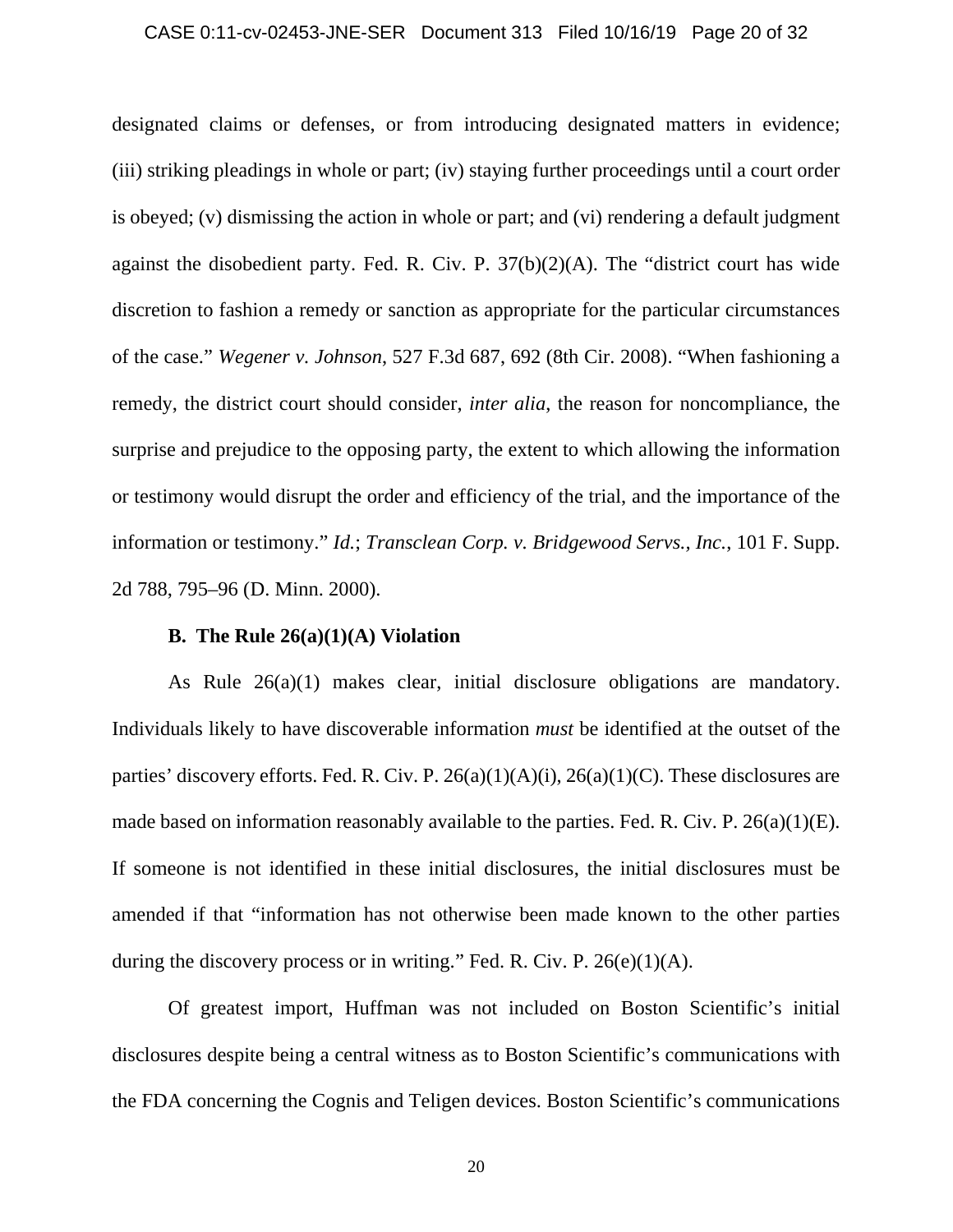designated claims or defenses, or from introducing designated matters in evidence; (iii) striking pleadings in whole or part; (iv) staying further proceedings until a court order is obeyed; (v) dismissing the action in whole or part; and (vi) rendering a default judgment against the disobedient party. Fed. R. Civ. P. 37(b)(2)(A). The "district court has wide discretion to fashion a remedy or sanction as appropriate for the particular circumstances of the case." *Wegener v. Johnson*, 527 F.3d 687, 692 (8th Cir. 2008). "When fashioning a remedy, the district court should consider, *inter alia*, the reason for noncompliance, the surprise and prejudice to the opposing party, the extent to which allowing the information or testimony would disrupt the order and efficiency of the trial, and the importance of the information or testimony." *Id.*; *Transclean Corp. v. Bridgewood Servs., Inc.*, 101 F. Supp. 2d 788, 795–96 (D. Minn. 2000).

**B. The Rule 26(a)(1)(A) Violation**

As Rule 26(a)(1) makes clear, initial disclosure obligations are mandatory. Individuals likely to have discoverable information *must* be identified at the outset of the parties' discovery efforts. Fed. R. Civ. P. 26(a)(1)(A)(i), 26(a)(1)(C). These disclosures are made based on information reasonably available to the parties. Fed. R. Civ. P. 26(a)(1)(E). If someone is not identified in these initial disclosures, the initial disclosures must be amended if that "information has not otherwise been made known to the other parties during the discovery process or in writing." Fed. R. Civ. P. 26(e)(1)(A).

Of greatest import, Huffman was not included on Boston Scientific's initial disclosures despite being a central witness as to Boston Scientific's communications with the FDA concerning the Cognis and Teligen devices. Boston Scientific's communications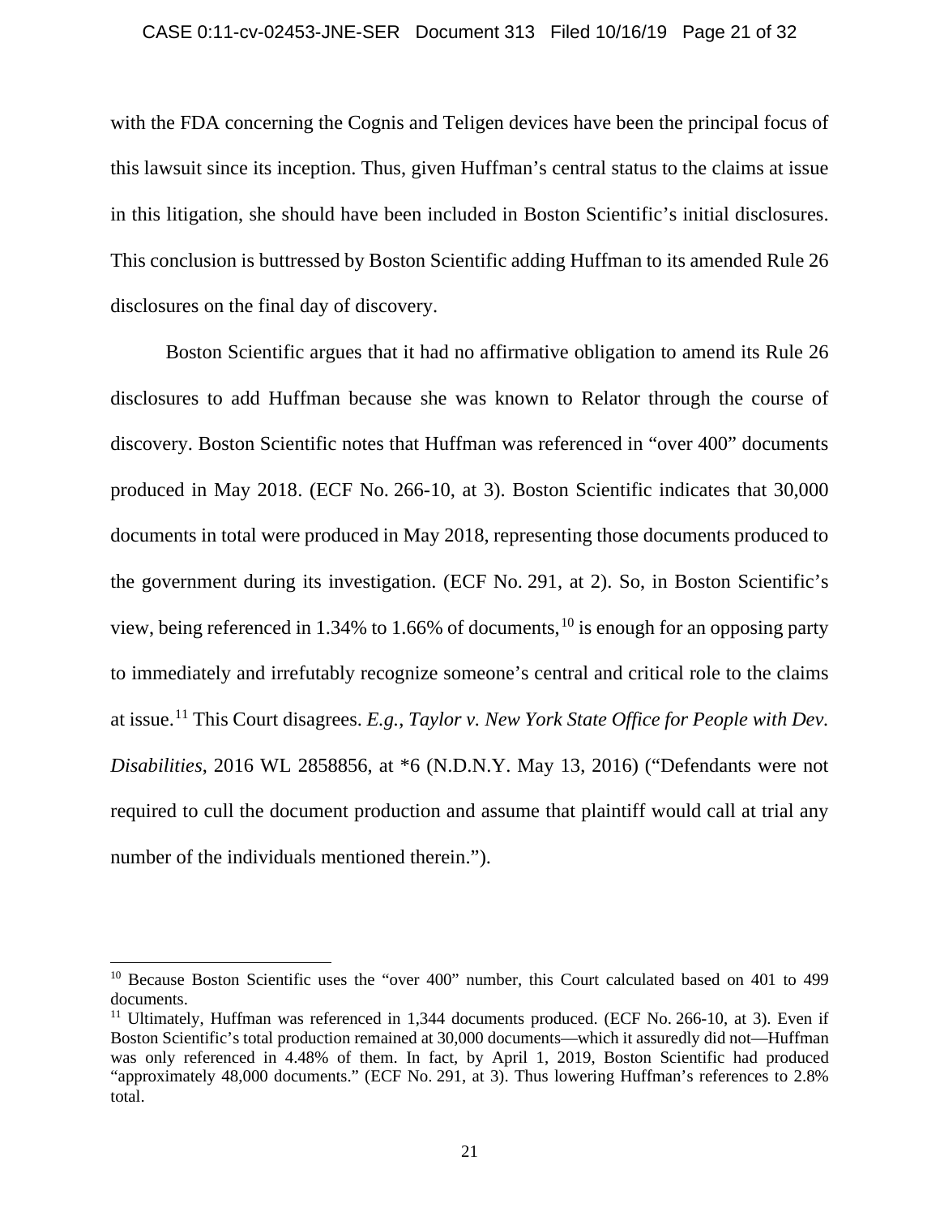with the FDA concerning the Cognis and Teligen devices have been the principal focus of this lawsuit since its inception. Thus, given Huffman's central status to the claims at issue in this litigation, she should have been included in Boston Scientific's initial disclosures. This conclusion is buttressed by Boston Scientific adding Huffman to its amended Rule 26 disclosures on the final day of discovery.

Boston Scientific argues that it had no affirmative obligation to amend its Rule 26 disclosures to add Huffman because she was known to Relator through the course of discovery. Boston Scientific notes that Huffman was referenced in "over 400" documents produced in May 2018. (ECF No. 266-10, at 3). Boston Scientific indicates that 30,000 documents in total were produced in May 2018, representing those documents produced to the government during its investigation. (ECF No. 291, at 2). So, in Boston Scientific's view, being referenced in 1.34% to 1.66% of documents,[10] is enough for an opposing party to immediately and irrefutably recognize someone's central and critical role to the claims at issue.[11] This Court disagrees. *E.g.*, *Taylor v. New York State Office for People with Dev. Disabilities*, 2016 WL 2858856, at *6 (N.D.N.Y. May 13, 2016) ("Defendants were not required to cull the document production and assume that plaintiff would call at trial any number of the individuals mentioned therein.").

---

[10] Because Boston Scientific uses the "over 400" number, this Court calculated based on 401 to 499 documents.

[11] Ultimately, Huffman was referenced in 1,344 documents produced. (ECF No. 266-10, at 3). Even if Boston Scientific's total production remained at 30,000 documents—which it assuredly did not—Huffman was only referenced in 4.48% of them. In fact, by April 1, 2019, Boston Scientific had produced "approximately 48,000 documents." (ECF No. 291, at 3). Thus lowering Huffman's references to 2.8% total.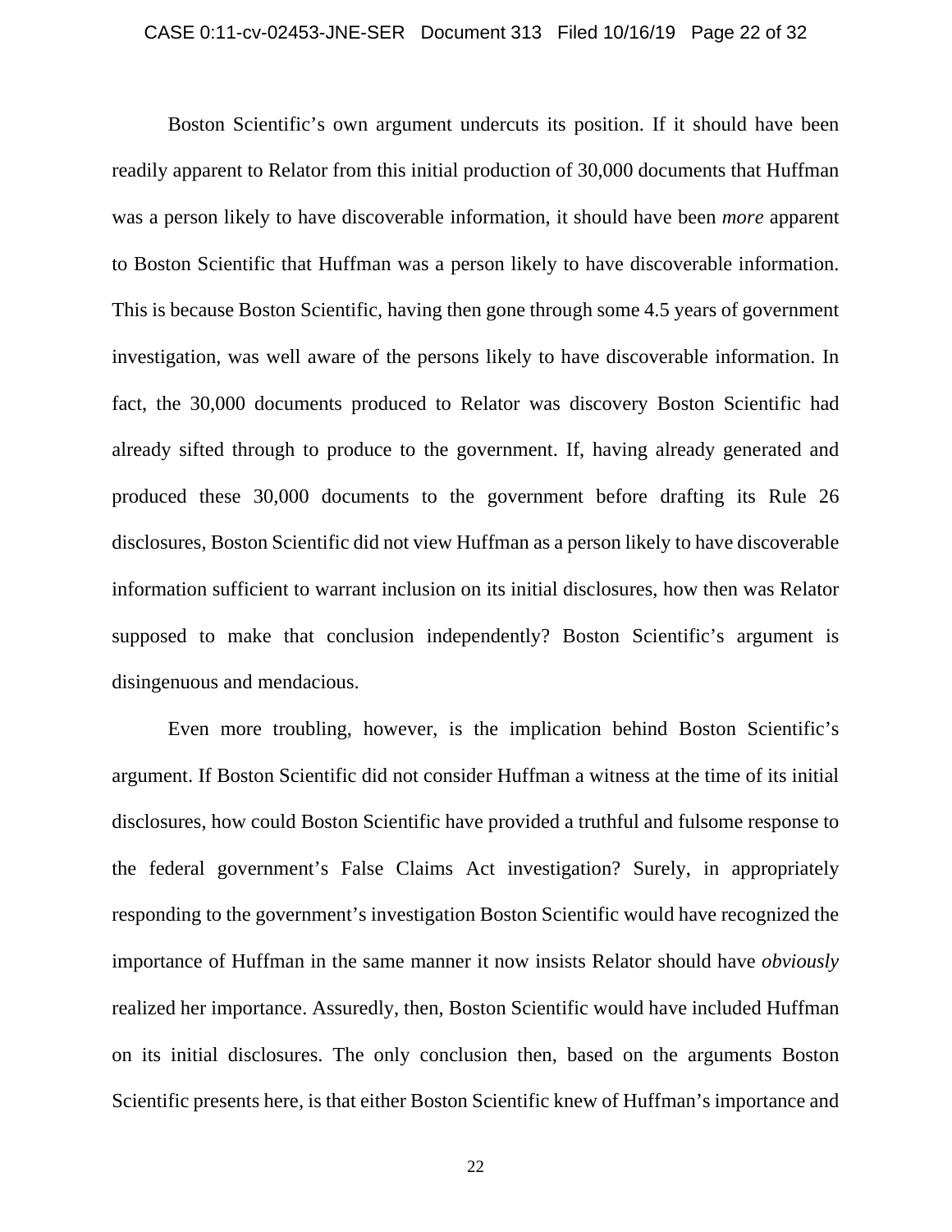Boston Scientific's own argument undercuts its position. If it should have been readily apparent to Relator from this initial production of 30,000 documents that Huffman was a person likely to have discoverable information, it should have been *more* apparent to Boston Scientific that Huffman was a person likely to have discoverable information. This is because Boston Scientific, having then gone through some 4.5 years of government investigation, was well aware of the persons likely to have discoverable information. In fact, the 30,000 documents produced to Relator was discovery Boston Scientific had already sifted through to produce to the government. If, having already generated and produced these 30,000 documents to the government before drafting its Rule 26 disclosures, Boston Scientific did not view Huffman as a person likely to have discoverable information sufficient to warrant inclusion on its initial disclosures, how then was Relator supposed to make that conclusion independently? Boston Scientific's argument is disingenuous and mendacious.

Even more troubling, however, is the implication behind Boston Scientific's argument. If Boston Scientific did not consider Huffman a witness at the time of its initial disclosures, how could Boston Scientific have provided a truthful and fulsome response to the federal government's False Claims Act investigation? Surely, in appropriately responding to the government's investigation Boston Scientific would have recognized the importance of Huffman in the same manner it now insists Relator should have *obviously* realized her importance. Assuredly, then, Boston Scientific would have included Huffman on its initial disclosures. The only conclusion then, based on the arguments Boston Scientific presents here, is that either Boston Scientific knew of Huffman's importance and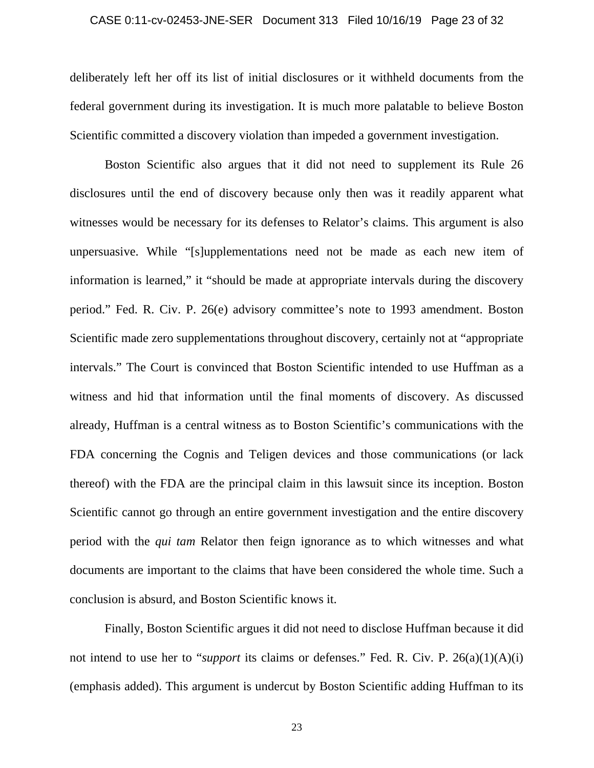deliberately left her off its list of initial disclosures or it withheld documents from the federal government during its investigation. It is much more palatable to believe Boston Scientific committed a discovery violation than impeded a government investigation.

Boston Scientific also argues that it did not need to supplement its Rule 26 disclosures until the end of discovery because only then was it readily apparent what witnesses would be necessary for its defenses to Relator's claims. This argument is also unpersuasive. While "[s]upplementations need not be made as each new item of information is learned," it "should be made at appropriate intervals during the discovery period." Fed. R. Civ. P. 26(e) advisory committee's note to 1993 amendment. Boston Scientific made zero supplementations throughout discovery, certainly not at "appropriate intervals." The Court is convinced that Boston Scientific intended to use Huffman as a witness and hid that information until the final moments of discovery. As discussed already, Huffman is a central witness as to Boston Scientific's communications with the FDA concerning the Cognis and Teligen devices and those communications (or lack thereof) with the FDA are the principal claim in this lawsuit since its inception. Boston Scientific cannot go through an entire government investigation and the entire discovery period with the *qui tam* Relator then feign ignorance as to which witnesses and what documents are important to the claims that have been considered the whole time. Such a conclusion is absurd, and Boston Scientific knows it.

Finally, Boston Scientific argues it did not need to disclose Huffman because it did not intend to use her to "*support* its claims or defenses." Fed. R. Civ. P. 26(a)(1)(A)(i) (emphasis added). This argument is undercut by Boston Scientific adding Huffman to its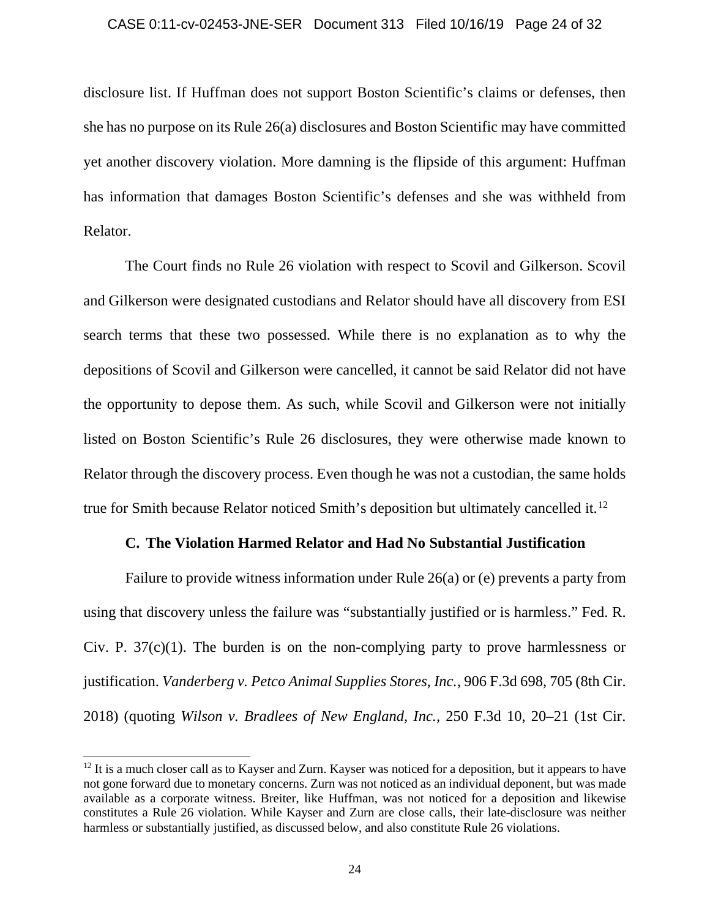disclosure list. If Huffman does not support Boston Scientific's claims or defenses, then she has no purpose on its Rule 26(a) disclosures and Boston Scientific may have committed yet another discovery violation. More damning is the flipside of this argument: Huffman has information that damages Boston Scientific's defenses and she was withheld from Relator.

The Court finds no Rule 26 violation with respect to Scovil and Gilkerson. Scovil and Gilkerson were designated custodians and Relator should have all discovery from ESI search terms that these two possessed. While there is no explanation as to why the depositions of Scovil and Gilkerson were cancelled, it cannot be said Relator did not have the opportunity to depose them. As such, while Scovil and Gilkerson were not initially listed on Boston Scientific's Rule 26 disclosures, they were otherwise made known to Relator through the discovery process. Even though he was not a custodian, the same holds true for Smith because Relator noticed Smith's deposition but ultimately cancelled it.[12]

### C. The Violation Harmed Relator and Had No Substantial Justification

Failure to provide witness information under Rule 26(a) or (e) prevents a party from using that discovery unless the failure was "substantially justified or is harmless." Fed. R. Civ. P. 37(c)(1). The burden is on the non-complying party to prove harmlessness or justification. *Vanderberg v. Petco Animal Supplies Stores, Inc.*, 906 F.3d 698, 705 (8th Cir. 2018) (quoting *Wilson v. Bradlees of New England, Inc.*, 250 F.3d 10, 20–21 (1st Cir.

---

[12] It is a much closer call as to Kayser and Zurn. Kayser was noticed for a deposition, but it appears to have not gone forward due to monetary concerns. Zurn was not noticed as an individual deponent, but was made available as a corporate witness. Breiter, like Huffman, was not noticed for a deposition and likewise constitutes a Rule 26 violation. While Kayser and Zurn are close calls, their late-disclosure was neither harmless or substantially justified, as discussed below, and also constitute Rule 26 violations.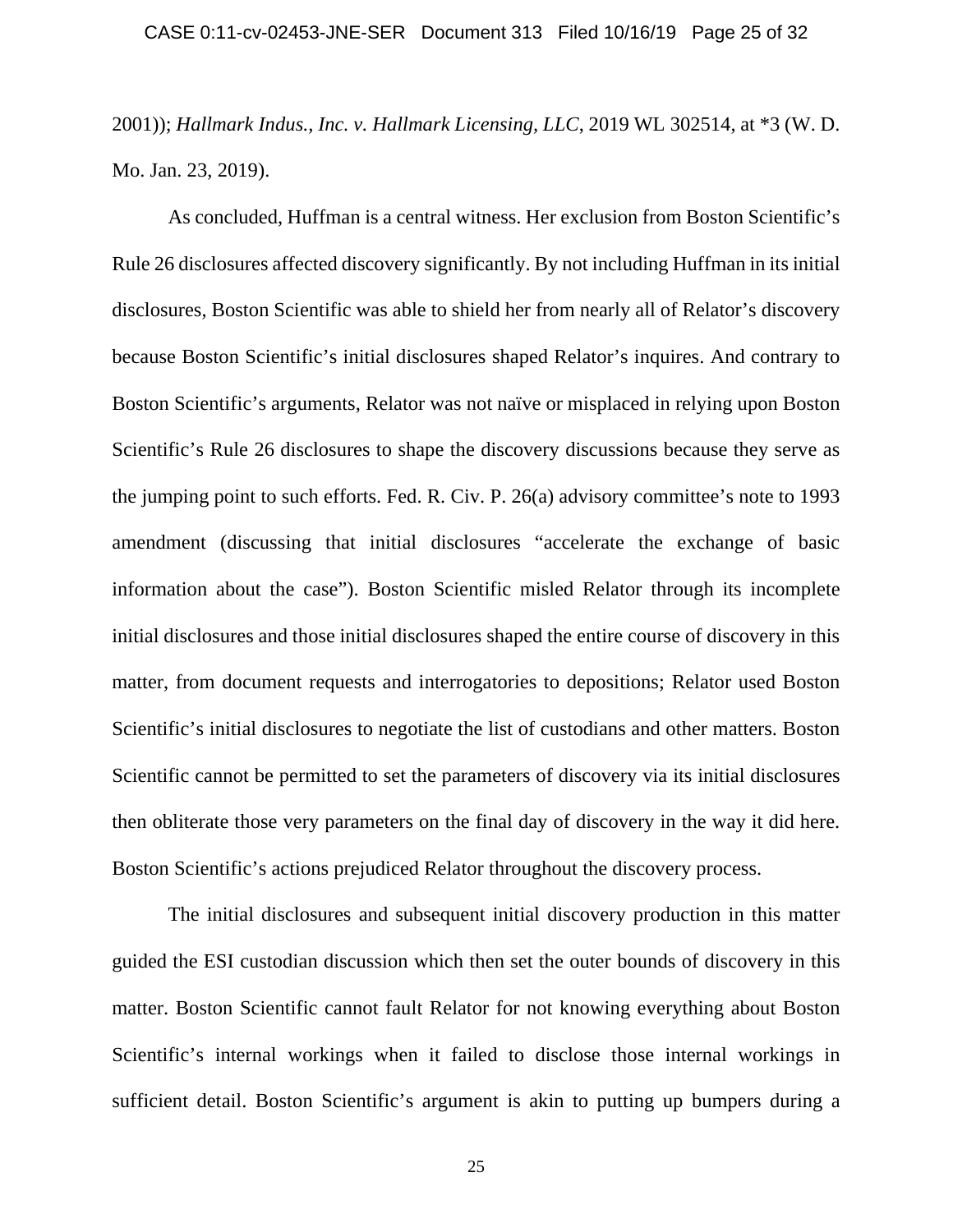2001)); *Hallmark Indus., Inc. v. Hallmark Licensing, LLC*, 2019 WL 302514, at *3 (W. D. Mo. Jan. 23, 2019).

As concluded, Huffman is a central witness. Her exclusion from Boston Scientific's Rule 26 disclosures affected discovery significantly. By not including Huffman in its initial disclosures, Boston Scientific was able to shield her from nearly all of Relator's discovery because Boston Scientific's initial disclosures shaped Relator's inquires. And contrary to Boston Scientific's arguments, Relator was not naïve or misplaced in relying upon Boston Scientific's Rule 26 disclosures to shape the discovery discussions because they serve as the jumping point to such efforts. Fed. R. Civ. P. 26(a) advisory committee's note to 1993 amendment (discussing that initial disclosures "accelerate the exchange of basic information about the case"). Boston Scientific misled Relator through its incomplete initial disclosures and those initial disclosures shaped the entire course of discovery in this matter, from document requests and interrogatories to depositions; Relator used Boston Scientific's initial disclosures to negotiate the list of custodians and other matters. Boston Scientific cannot be permitted to set the parameters of discovery via its initial disclosures then obliterate those very parameters on the final day of discovery in the way it did here. Boston Scientific's actions prejudiced Relator throughout the discovery process.

The initial disclosures and subsequent initial discovery production in this matter guided the ESI custodian discussion which then set the outer bounds of discovery in this matter. Boston Scientific cannot fault Relator for not knowing everything about Boston Scientific's internal workings when it failed to disclose those internal workings in sufficient detail. Boston Scientific's argument is akin to putting up bumpers during a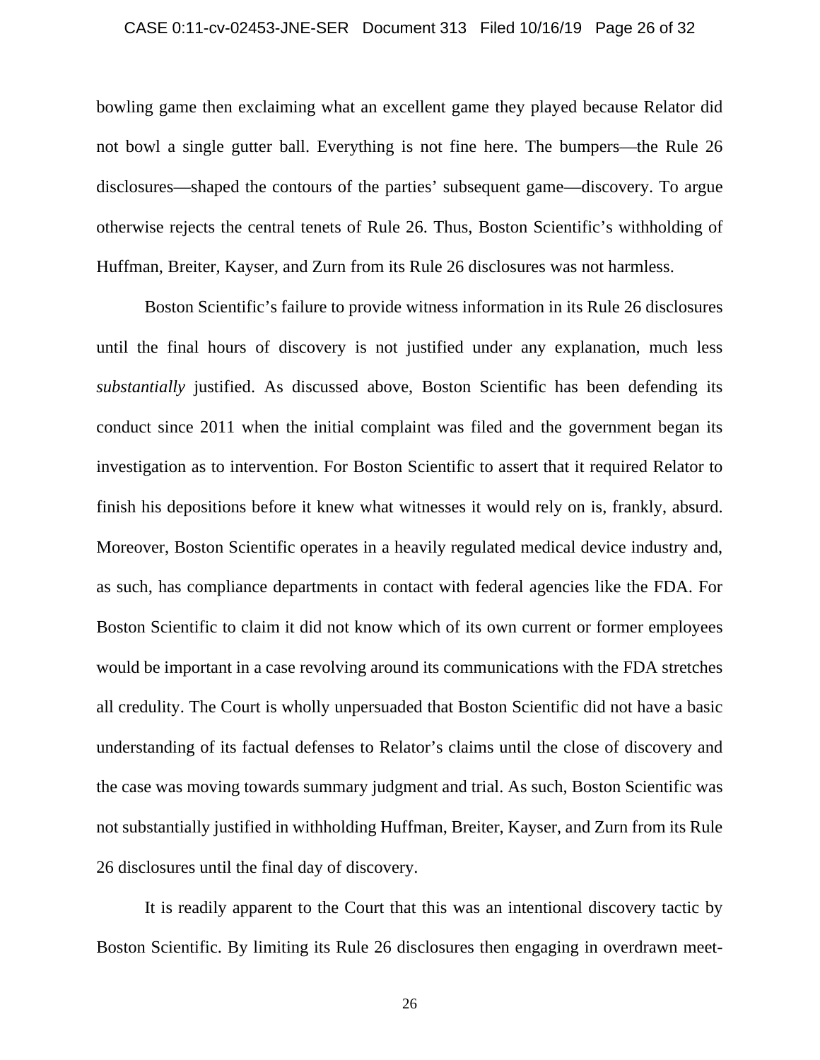bowling game then exclaiming what an excellent game they played because Relator did not bowl a single gutter ball. Everything is not fine here. The bumpers—the Rule 26 disclosures—shaped the contours of the parties' subsequent game—discovery. To argue otherwise rejects the central tenets of Rule 26. Thus, Boston Scientific's withholding of Huffman, Breiter, Kayser, and Zurn from its Rule 26 disclosures was not harmless.

Boston Scientific's failure to provide witness information in its Rule 26 disclosures until the final hours of discovery is not justified under any explanation, much less *substantially* justified. As discussed above, Boston Scientific has been defending its conduct since 2011 when the initial complaint was filed and the government began its investigation as to intervention. For Boston Scientific to assert that it required Relator to finish his depositions before it knew what witnesses it would rely on is, frankly, absurd. Moreover, Boston Scientific operates in a heavily regulated medical device industry and, as such, has compliance departments in contact with federal agencies like the FDA. For Boston Scientific to claim it did not know which of its own current or former employees would be important in a case revolving around its communications with the FDA stretches all credulity. The Court is wholly unpersuaded that Boston Scientific did not have a basic understanding of its factual defenses to Relator's claims until the close of discovery and the case was moving towards summary judgment and trial. As such, Boston Scientific was not substantially justified in withholding Huffman, Breiter, Kayser, and Zurn from its Rule 26 disclosures until the final day of discovery.

It is readily apparent to the Court that this was an intentional discovery tactic by Boston Scientific. By limiting its Rule 26 disclosures then engaging in overdrawn meet-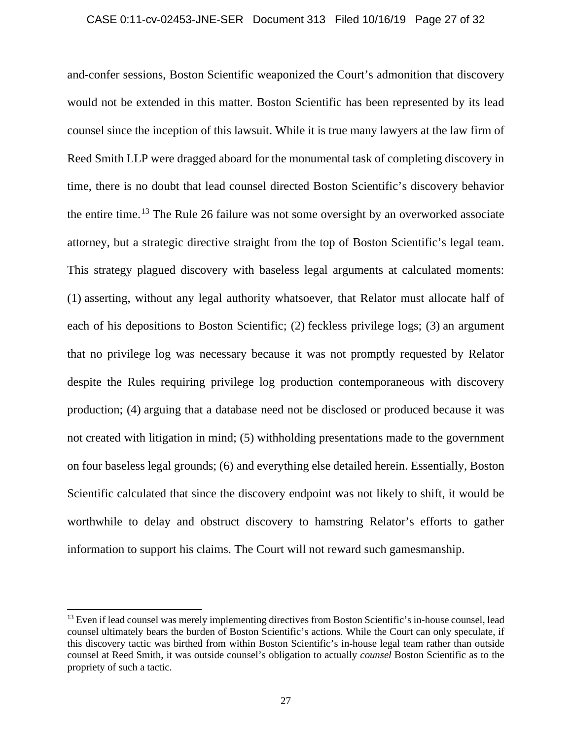and-confer sessions, Boston Scientific weaponized the Court's admonition that discovery would not be extended in this matter. Boston Scientific has been represented by its lead counsel since the inception of this lawsuit. While it is true many lawyers at the law firm of Reed Smith LLP were dragged aboard for the monumental task of completing discovery in time, there is no doubt that lead counsel directed Boston Scientific's discovery behavior the entire time.[13] The Rule 26 failure was not some oversight by an overworked associate attorney, but a strategic directive straight from the top of Boston Scientific's legal team. This strategy plagued discovery with baseless legal arguments at calculated moments: (1) asserting, without any legal authority whatsoever, that Relator must allocate half of each of his depositions to Boston Scientific; (2) feckless privilege logs; (3) an argument that no privilege log was necessary because it was not promptly requested by Relator despite the Rules requiring privilege log production contemporaneous with discovery production; (4) arguing that a database need not be disclosed or produced because it was not created with litigation in mind; (5) withholding presentations made to the government on four baseless legal grounds; (6) and everything else detailed herein. Essentially, Boston Scientific calculated that since the discovery endpoint was not likely to shift, it would be worthwhile to delay and obstruct discovery to hamstring Relator's efforts to gather information to support his claims. The Court will not reward such gamesmanship.

---

[13] Even if lead counsel was merely implementing directives from Boston Scientific's in-house counsel, lead counsel ultimately bears the burden of Boston Scientific's actions. While the Court can only speculate, if this discovery tactic was birthed from within Boston Scientific's in-house legal team rather than outside counsel at Reed Smith, it was outside counsel's obligation to actually *counsel* Boston Scientific as to the propriety of such a tactic.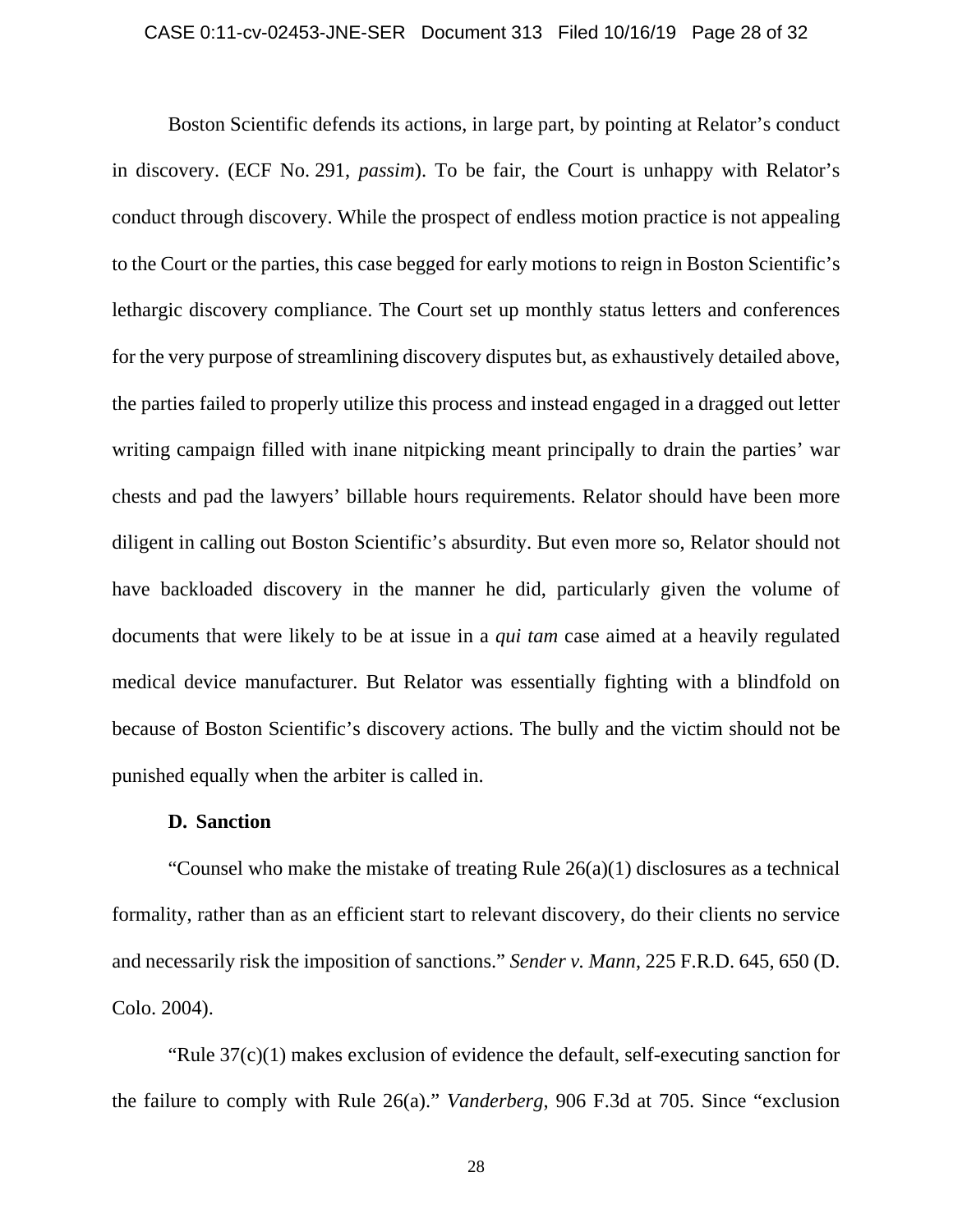Boston Scientific defends its actions, in large part, by pointing at Relator's conduct in discovery. (ECF No. 291, *passim*). To be fair, the Court is unhappy with Relator's conduct through discovery. While the prospect of endless motion practice is not appealing to the Court or the parties, this case begged for early motions to reign in Boston Scientific's lethargic discovery compliance. The Court set up monthly status letters and conferences for the very purpose of streamlining discovery disputes but, as exhaustively detailed above, the parties failed to properly utilize this process and instead engaged in a dragged out letter writing campaign filled with inane nitpicking meant principally to drain the parties' war chests and pad the lawyers' billable hours requirements. Relator should have been more diligent in calling out Boston Scientific's absurdity. But even more so, Relator should not have backloaded discovery in the manner he did, particularly given the volume of documents that were likely to be at issue in a *qui tam* case aimed at a heavily regulated medical device manufacturer. But Relator was essentially fighting with a blindfold on because of Boston Scientific's discovery actions. The bully and the victim should not be punished equally when the arbiter is called in.

### D. Sanction

"Counsel who make the mistake of treating Rule 26(a)(1) disclosures as a technical formality, rather than as an efficient start to relevant discovery, do their clients no service and necessarily risk the imposition of sanctions." *Sender v. Mann*, 225 F.R.D. 645, 650 (D. Colo. 2004).

"Rule 37(c)(1) makes exclusion of evidence the default, self-executing sanction for the failure to comply with Rule 26(a)." *Vanderberg*, 906 F.3d at 705. Since "exclusion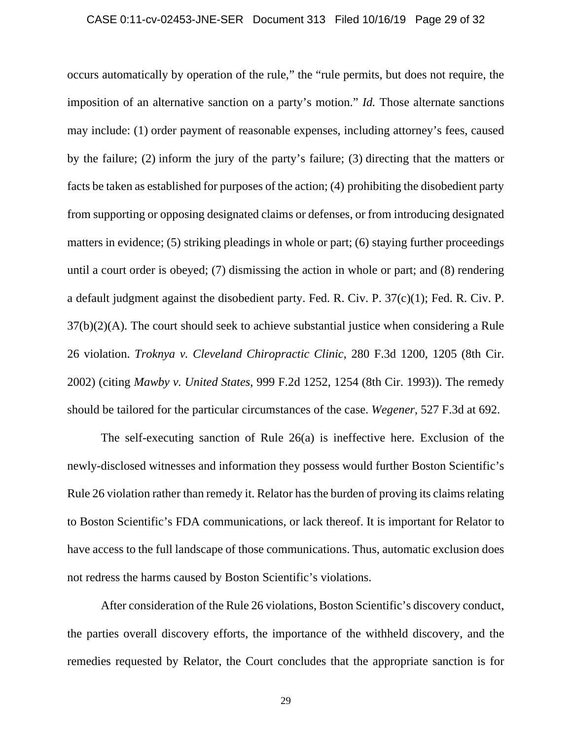occurs automatically by operation of the rule," the "rule permits, but does not require, the imposition of an alternative sanction on a party's motion." *Id.* Those alternate sanctions may include: (1) order payment of reasonable expenses, including attorney's fees, caused by the failure; (2) inform the jury of the party's failure; (3) directing that the matters or facts be taken as established for purposes of the action; (4) prohibiting the disobedient party from supporting or opposing designated claims or defenses, or from introducing designated matters in evidence; (5) striking pleadings in whole or part; (6) staying further proceedings until a court order is obeyed; (7) dismissing the action in whole or part; and (8) rendering a default judgment against the disobedient party. Fed. R. Civ. P. 37(c)(1); Fed. R. Civ. P. 37(b)(2)(A). The court should seek to achieve substantial justice when considering a Rule 26 violation. *Troknya v. Cleveland Chiropractic Clinic*, 280 F.3d 1200, 1205 (8th Cir. 2002) (citing *Mawby v. United States*, 999 F.2d 1252, 1254 (8th Cir. 1993)). The remedy should be tailored for the particular circumstances of the case. *Wegener*, 527 F.3d at 692.

The self-executing sanction of Rule 26(a) is ineffective here. Exclusion of the newly-disclosed witnesses and information they possess would further Boston Scientific's Rule 26 violation rather than remedy it. Relator has the burden of proving its claims relating to Boston Scientific's FDA communications, or lack thereof. It is important for Relator to have access to the full landscape of those communications. Thus, automatic exclusion does not redress the harms caused by Boston Scientific's violations.

After consideration of the Rule 26 violations, Boston Scientific's discovery conduct, the parties overall discovery efforts, the importance of the withheld discovery, and the remedies requested by Relator, the Court concludes that the appropriate sanction is for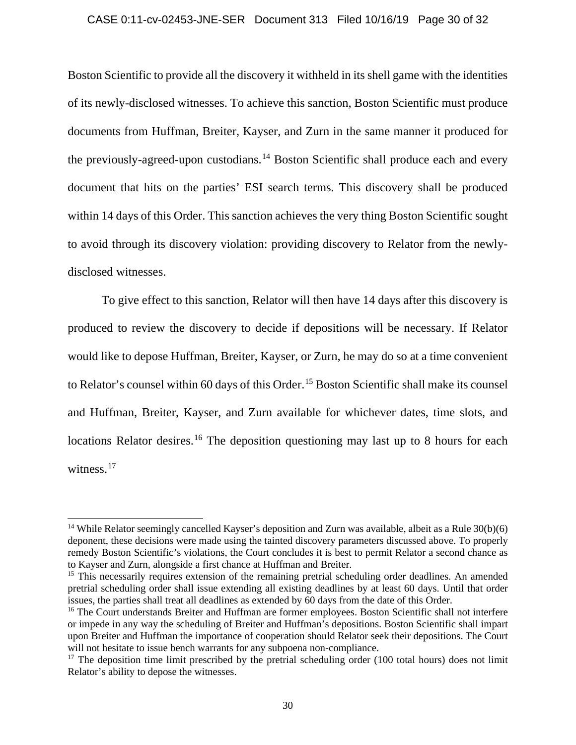Boston Scientific to provide all the discovery it withheld in its shell game with the identities of its newly-disclosed witnesses. To achieve this sanction, Boston Scientific must produce documents from Huffman, Breiter, Kayser, and Zurn in the same manner it produced for the previously-agreed-upon custodians.[14] Boston Scientific shall produce each and every document that hits on the parties' ESI search terms. This discovery shall be produced within 14 days of this Order. This sanction achieves the very thing Boston Scientific sought to avoid through its discovery violation: providing discovery to Relator from the newly-disclosed witnesses.

To give effect to this sanction, Relator will then have 14 days after this discovery is produced to review the discovery to decide if depositions will be necessary. If Relator would like to depose Huffman, Breiter, Kayser, or Zurn, he may do so at a time convenient to Relator's counsel within 60 days of this Order.[15] Boston Scientific shall make its counsel and Huffman, Breiter, Kayser, and Zurn available for whichever dates, time slots, and locations Relator desires.[16] The deposition questioning may last up to 8 hours for each witness.[17]

---

[14] While Relator seemingly cancelled Kayser's deposition and Zurn was available, albeit as a Rule 30(b)(6) deponent, these decisions were made using the tainted discovery parameters discussed above. To properly remedy Boston Scientific's violations, the Court concludes it is best to permit Relator a second chance as to Kayser and Zurn, alongside a first chance at Huffman and Breiter.

[15] This necessarily requires extension of the remaining pretrial scheduling order deadlines. An amended pretrial scheduling order shall issue extending all existing deadlines by at least 60 days. Until that order issues, the parties shall treat all deadlines as extended by 60 days from the date of this Order.

[16] The Court understands Breiter and Huffman are former employees. Boston Scientific shall not interfere or impede in any way the scheduling of Breiter and Huffman's depositions. Boston Scientific shall impart upon Breiter and Huffman the importance of cooperation should Relator seek their depositions. The Court will not hesitate to issue bench warrants for any subpoena non-compliance.

[17] The deposition time limit prescribed by the pretrial scheduling order (100 total hours) does not limit Relator's ability to depose the witnesses.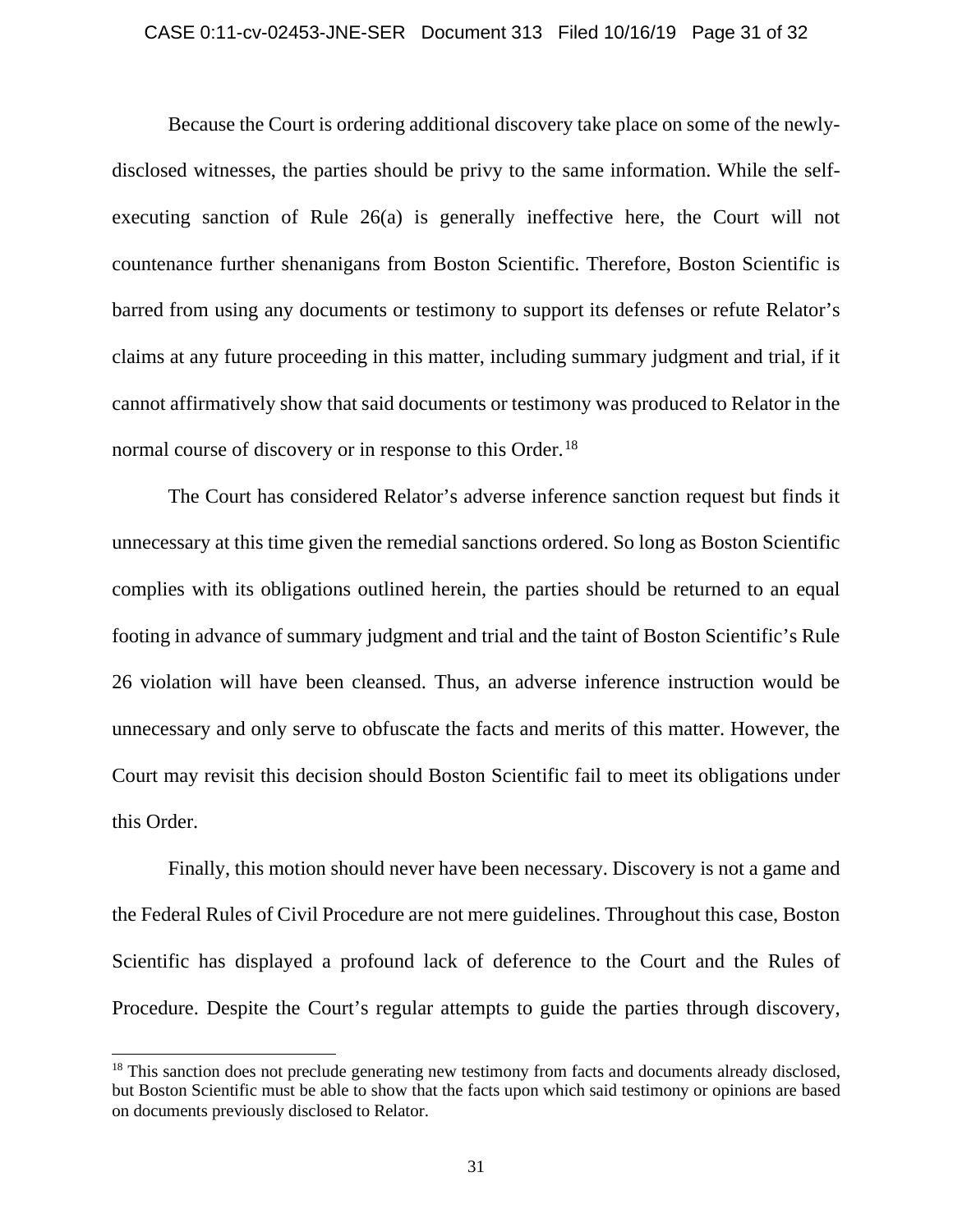Because the Court is ordering additional discovery take place on some of the newly-disclosed witnesses, the parties should be privy to the same information. While the self-executing sanction of Rule 26(a) is generally ineffective here, the Court will not countenance further shenanigans from Boston Scientific. Therefore, Boston Scientific is barred from using any documents or testimony to support its defenses or refute Relator's claims at any future proceeding in this matter, including summary judgment and trial, if it cannot affirmatively show that said documents or testimony was produced to Relator in the normal course of discovery or in response to this Order.[18]

The Court has considered Relator's adverse inference sanction request but finds it unnecessary at this time given the remedial sanctions ordered. So long as Boston Scientific complies with its obligations outlined herein, the parties should be returned to an equal footing in advance of summary judgment and trial and the taint of Boston Scientific's Rule 26 violation will have been cleansed. Thus, an adverse inference instruction would be unnecessary and only serve to obfuscate the facts and merits of this matter. However, the Court may revisit this decision should Boston Scientific fail to meet its obligations under this Order.

Finally, this motion should never have been necessary. Discovery is not a game and the Federal Rules of Civil Procedure are not mere guidelines. Throughout this case, Boston Scientific has displayed a profound lack of deference to the Court and the Rules of Procedure. Despite the Court's regular attempts to guide the parties through discovery,

---

[18] This sanction does not preclude generating new testimony from facts and documents already disclosed, but Boston Scientific must be able to show that the facts upon which said testimony or opinions are based on documents previously disclosed to Relator.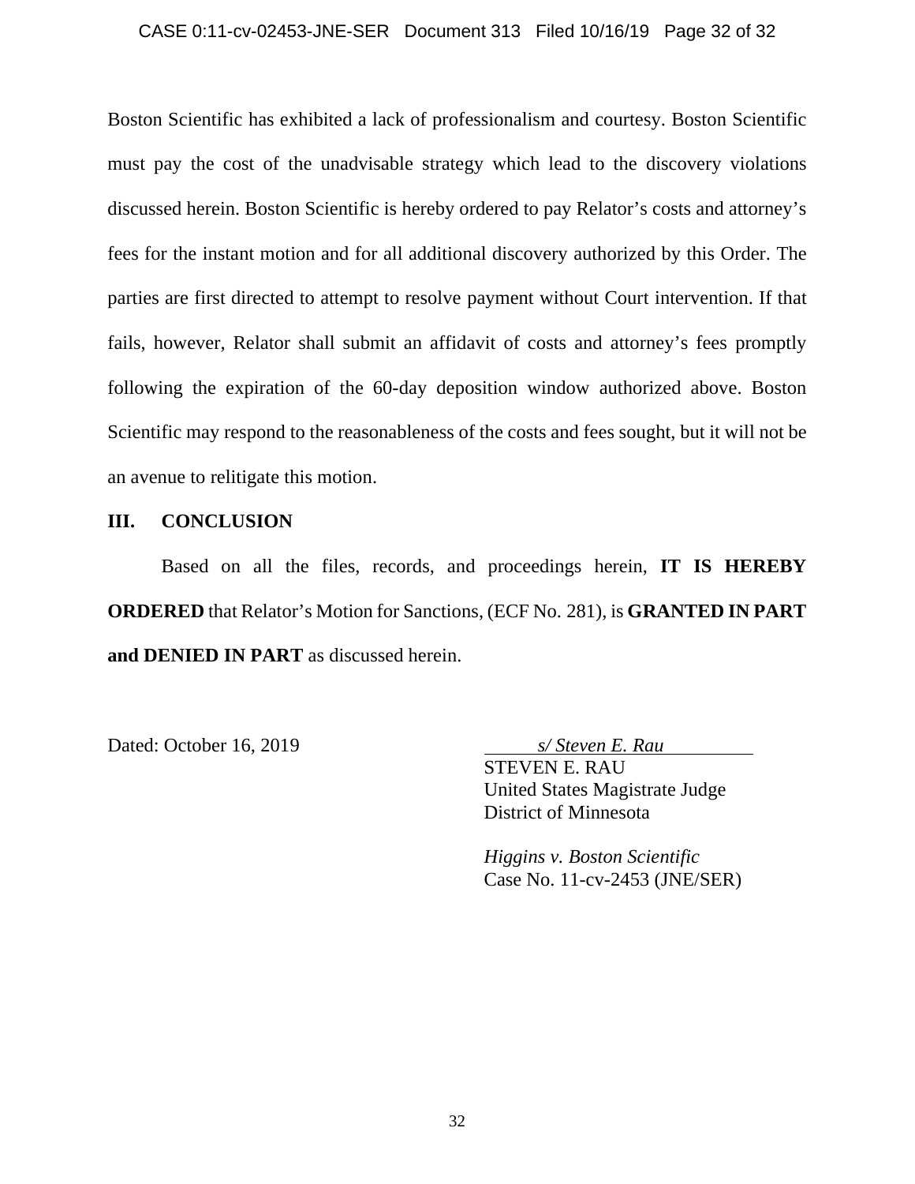Boston Scientific has exhibited a lack of professionalism and courtesy. Boston Scientific must pay the cost of the unadvisable strategy which lead to the discovery violations discussed herein. Boston Scientific is hereby ordered to pay Relator's costs and attorney's fees for the instant motion and for all additional discovery authorized by this Order. The parties are first directed to attempt to resolve payment without Court intervention. If that fails, however, Relator shall submit an affidavit of costs and attorney's fees promptly following the expiration of the 60-day deposition window authorized above. Boston Scientific may respond to the reasonableness of the costs and fees sought, but it will not be an avenue to relitigate this motion.

## III. CONCLUSION

Based on all the files, records, and proceedings herein, **IT IS HEREBY ORDERED** that Relator's Motion for Sanctions, (ECF No. 281), is **GRANTED IN PART and DENIED IN PART** as discussed herein.

Dated: October 16, 2019

*s/ Steven E. Rau*
STEVEN E. RAU
United States Magistrate Judge
District of Minnesota

*Higgins v. Boston Scientific*
Case No. 11-cv-2453 (JNE/SER)